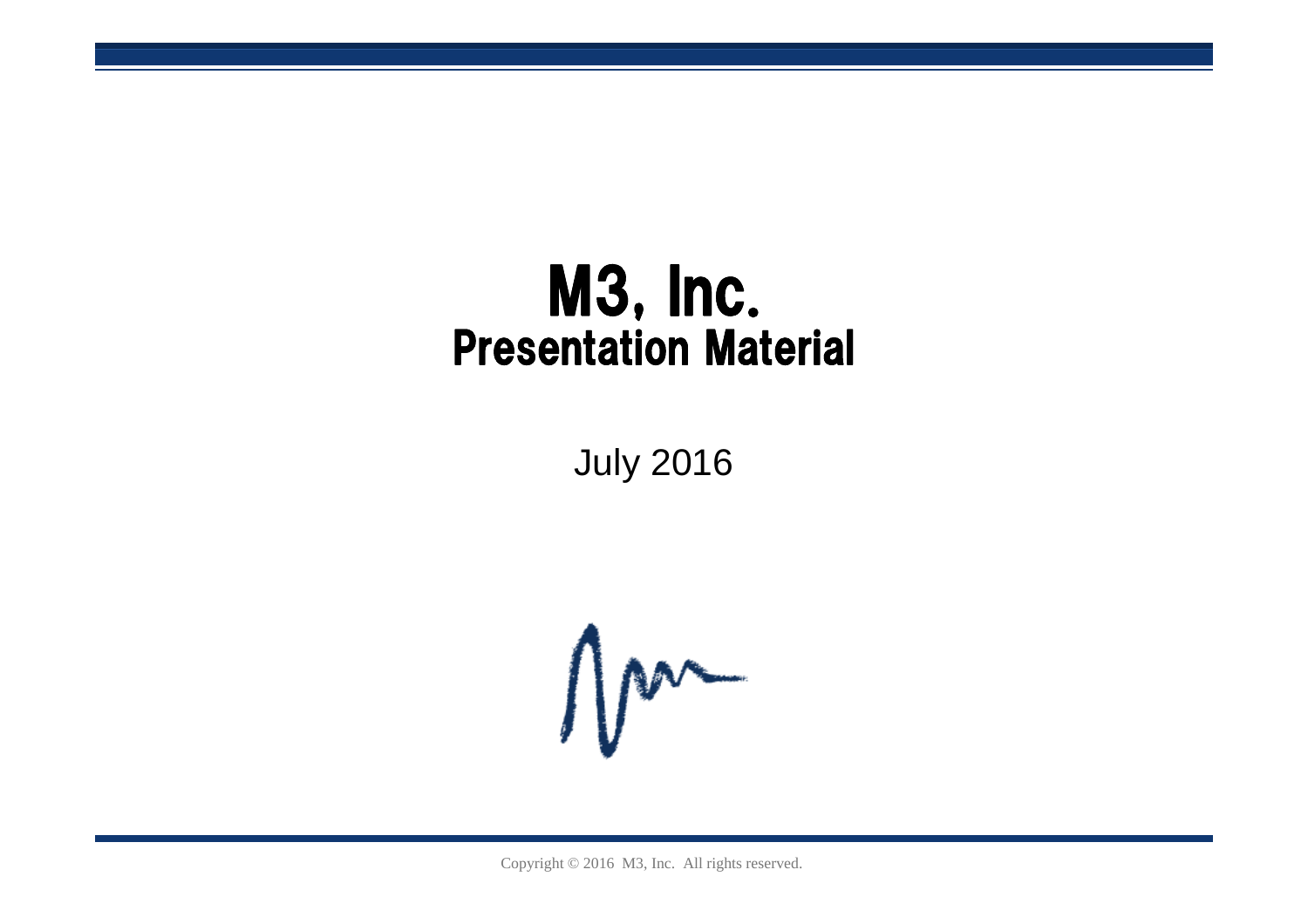# M3, Inc.
## Presentation Material

July 2016

Copyright © 2016 M3, Inc. All rights reserved.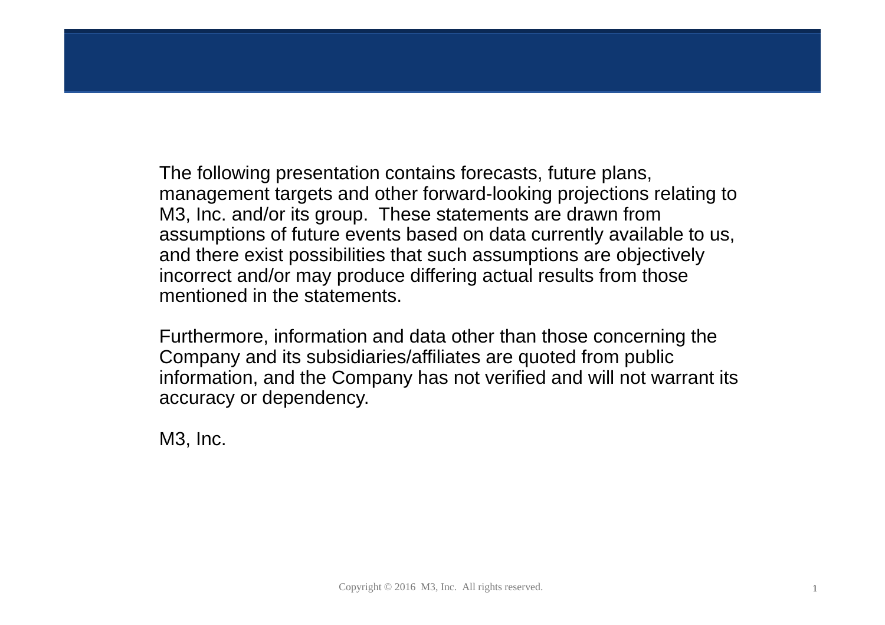The following presentation contains forecasts, future plans, management targets and other forward-looking projections relating to M3, Inc. and/or its group. These statements are drawn from assumptions of future events based on data currently available to us, and there exist possibilities that such assumptions are objectively incorrect and/or may produce differing actual results from those mentioned in the statements.

Furthermore, information and data other than those concerning the Company and its subsidiaries/affiliates are quoted from public information, and the Company has not verified and will not warrant its accuracy or dependency.

M3, Inc.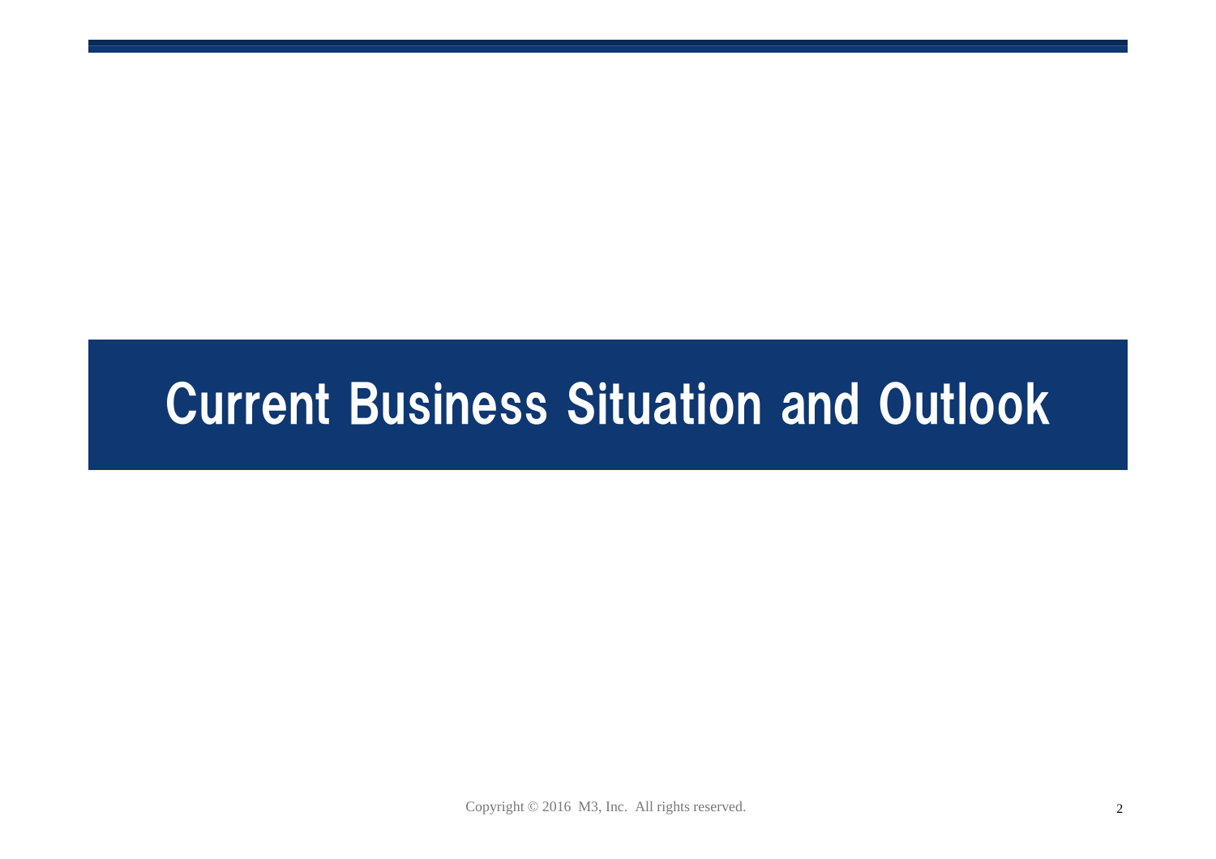# Current Business Situation and Outlook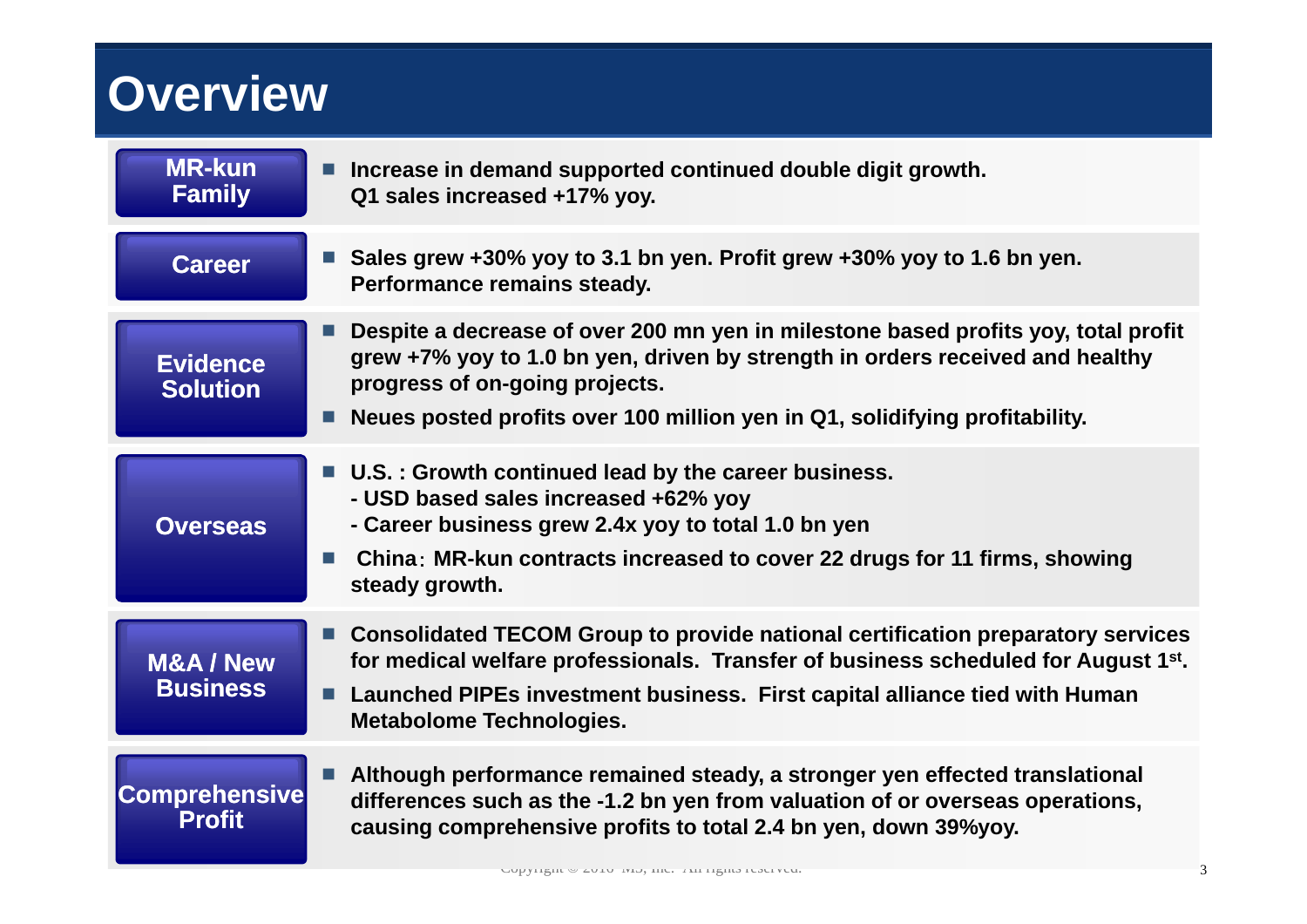# Overview

| | |
|---|---|
| **MR-kun Family** | ■ Increase in demand supported continued double digit growth. Q1 sales increased +17% yoy. |
| **Career** | ■ Sales grew +30% yoy to 3.1 bn yen. Profit grew +30% yoy to 1.6 bn yen. Performance remains steady. |
| **Evidence Solution** | ■ Despite a decrease of over 200 mn yen in milestone based profits yoy, total profit grew +7% yoy to 1.0 bn yen, driven by strength in orders received and healthy progress of on-going projects.<br>■ Neues posted profits over 100 million yen in Q1, solidifying profitability. |
| **Overseas** | ■ U.S. : Growth continued lead by the career business.<br>- USD based sales increased +62% yoy<br>- Career business grew 2.4x yoy to total 1.0 bn yen<br>■ China：MR-kun contracts increased to cover 22 drugs for 11 firms, showing steady growth. |
| **M&A / New Business** | ■ Consolidated TECOM Group to provide national certification preparatory services for medical welfare professionals. Transfer of business scheduled for August 1st.<br>■ Launched PIPEs investment business. First capital alliance tied with Human Metabolome Technologies. |
| **Comprehensive Profit** | ■ Although performance remained steady, a stronger yen effected translational differences such as the -1.2 bn yen from valuation of or overseas operations, causing comprehensive profits to total 2.4 bn yen, down 39%yoy. |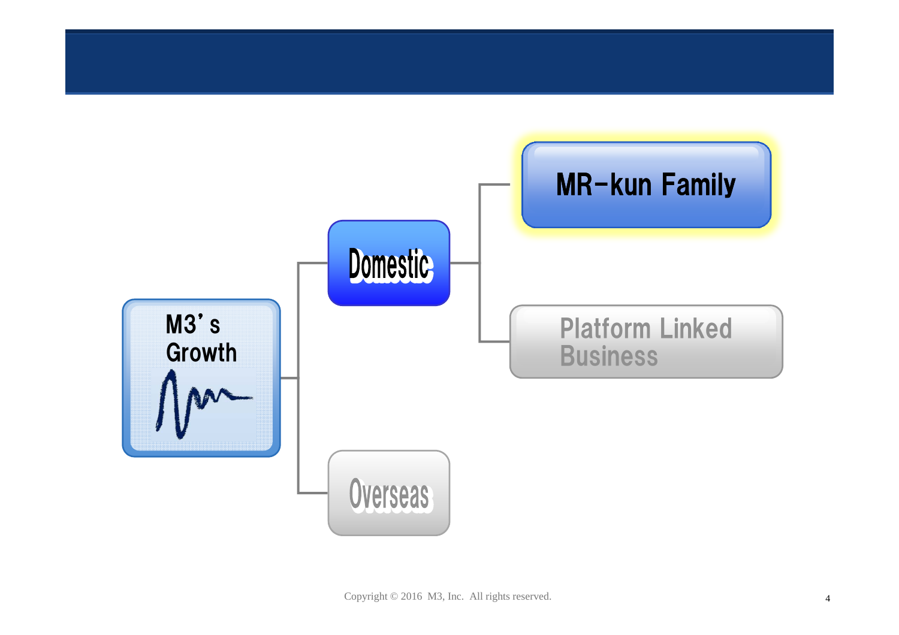- M3's Growth
  - Domestic
    - MR-kun Family
    - Platform Linked Business
  - Overseas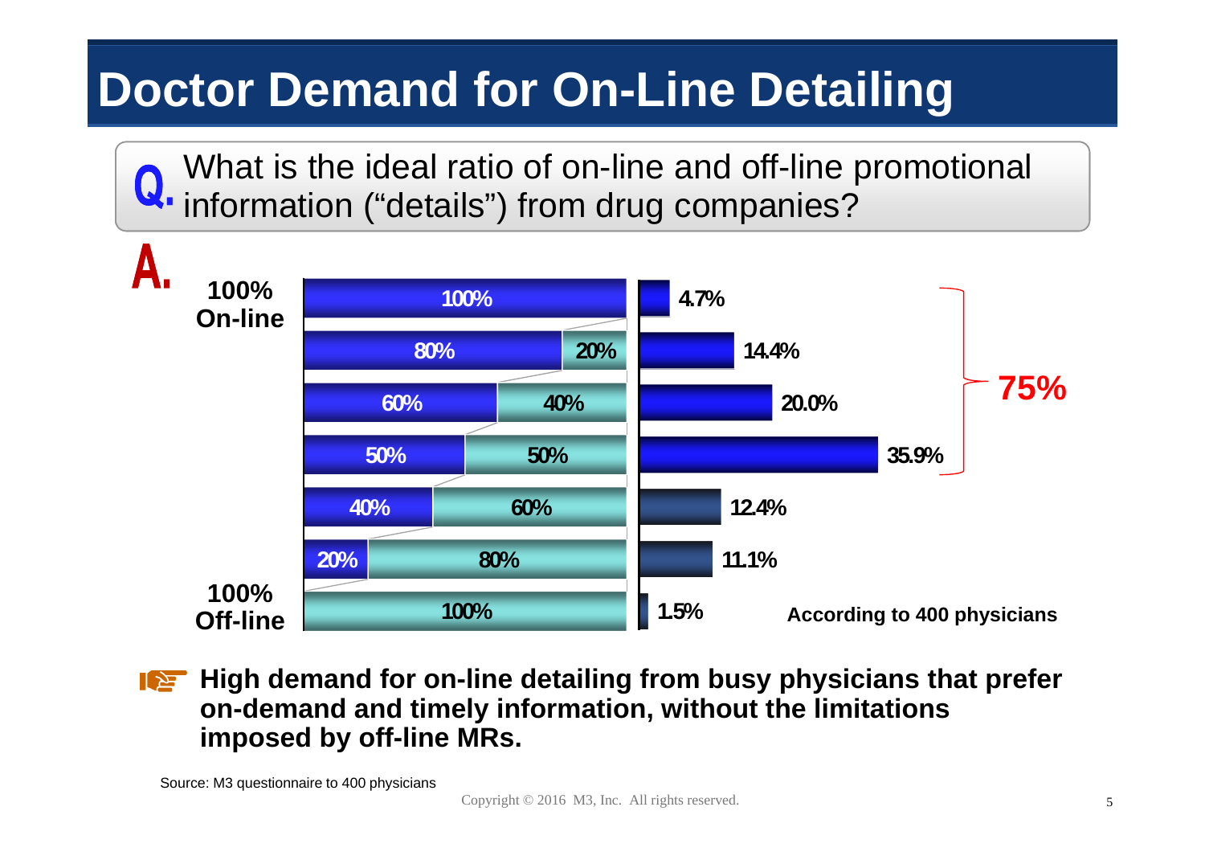# Doctor Demand for On-Line Detailing

**Q.** What is the ideal ratio of on-line and off-line promotional information ("details") from drug companies?

**A.**

| Ratio (On-line / Off-line) | Share of physicians |
|---|---|
| 100% On-line | 4.7% |
| 80% / 20% | 14.4% |
| 60% / 40% | 20.0% |
| 50% / 50% | 35.9% |
| 40% / 60% | 12.4% |
| 20% / 80% | 11.1% |
| 100% Off-line | 1.5% |

**75%** (sum of 100% On-line through 50% / 50%)

According to 400 physicians

**High demand for on-line detailing from busy physicians that prefer on-demand and timely information, without the limitations imposed by off-line MRs.**

Source: M3 questionnaire to 400 physicians

Copyright © 2016 M3, Inc. All rights reserved.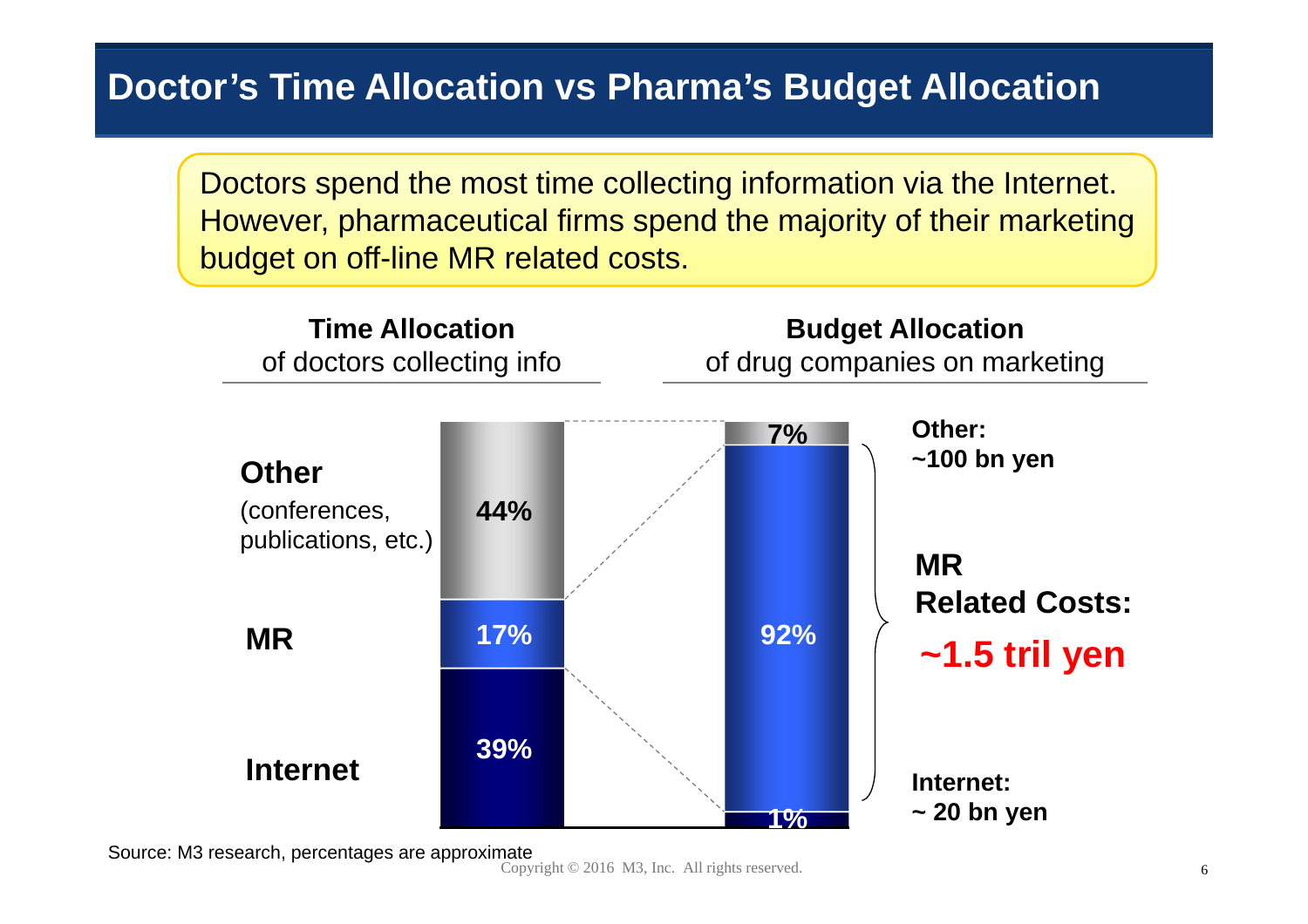# Doctor's Time Allocation vs Pharma's Budget Allocation

Doctors spend the most time collecting information via the Internet. However, pharmaceutical firms spend the majority of their marketing budget on off-line MR related costs.

**Time Allocation**
of doctors collecting info

**Budget Allocation**
of drug companies on marketing

| | Time Allocation of doctors collecting info | Budget Allocation of drug companies on marketing | |
|---|---|---|---|
| **Other** (conferences, publications, etc.) | 44% | 7% | **Other: ~100 bn yen** |
| **MR** | 17% | 92% | **MR Related Costs: ~1.5 tril yen** |
| **Internet** | 39% | 1% | **Internet: ~ 20 bn yen** |

Source: M3 research, percentages are approximate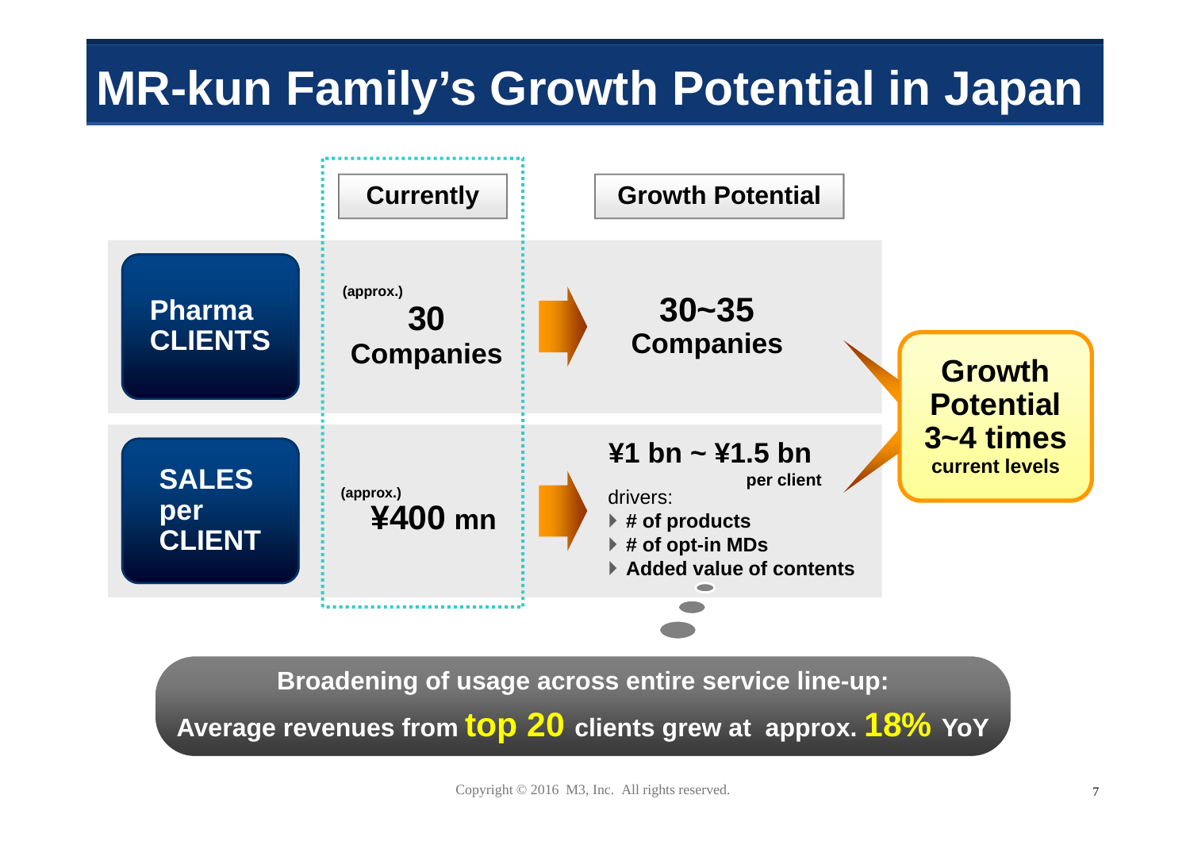# MR-kun Family's Growth Potential in Japan

| | Currently | Growth Potential |
|---|---|---|
| **Pharma CLIENTS** | (approx.) **30 Companies** | **30~35 Companies** |
| **SALES per CLIENT** | (approx.) **¥400 mn** | **¥1 bn ~ ¥1.5 bn** per client<br>drivers:<br>▸ # of products<br>▸ # of opt-in MDs<br>▸ Added value of contents |

**Growth Potential 3~4 times current levels**

**Broadening of usage across entire service line-up:**

**Average revenues from top 20 clients grew at approx. 18% YoY**

Copyright © 2016 M3, Inc. All rights reserved.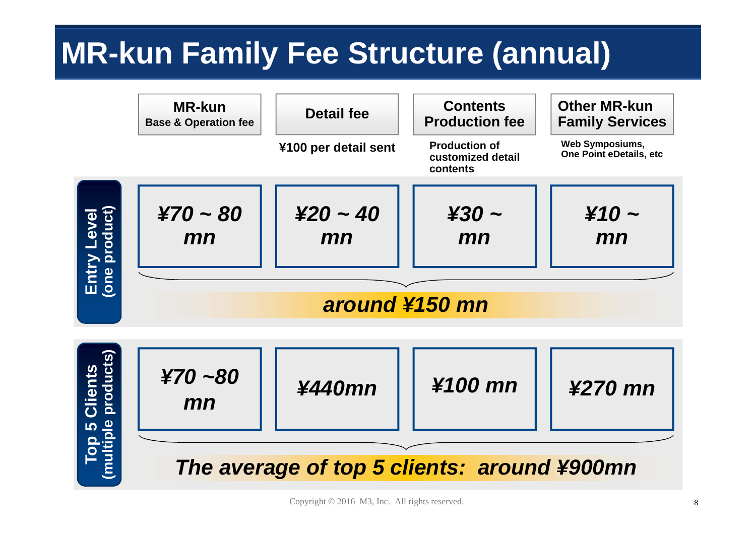# MR-kun Family Fee Structure (annual)

| | MR-kun Base & Operation fee | Detail fee | Contents Production fee | Other MR-kun Family Services |
|---|---|---|---|---|
| | | ¥100 per detail sent | Production of customized detail contents | Web Symposiums, One Point eDetails, etc |
| **Entry Level (one product)** | *¥70 ~ 80 mn* | *¥20 ~ 40 mn* | *¥30 ~ mn* | *¥10 ~ mn* |
| | *around ¥150 mn* | | | |
| **Top 5 Clients (multiple products)** | *¥70 ~80 mn* | *¥440mn* | *¥100 mn* | *¥270 mn* |
| | *The average of top 5 clients: around ¥900mn* | | | |

Copyright © 2016 M3, Inc. All rights reserved.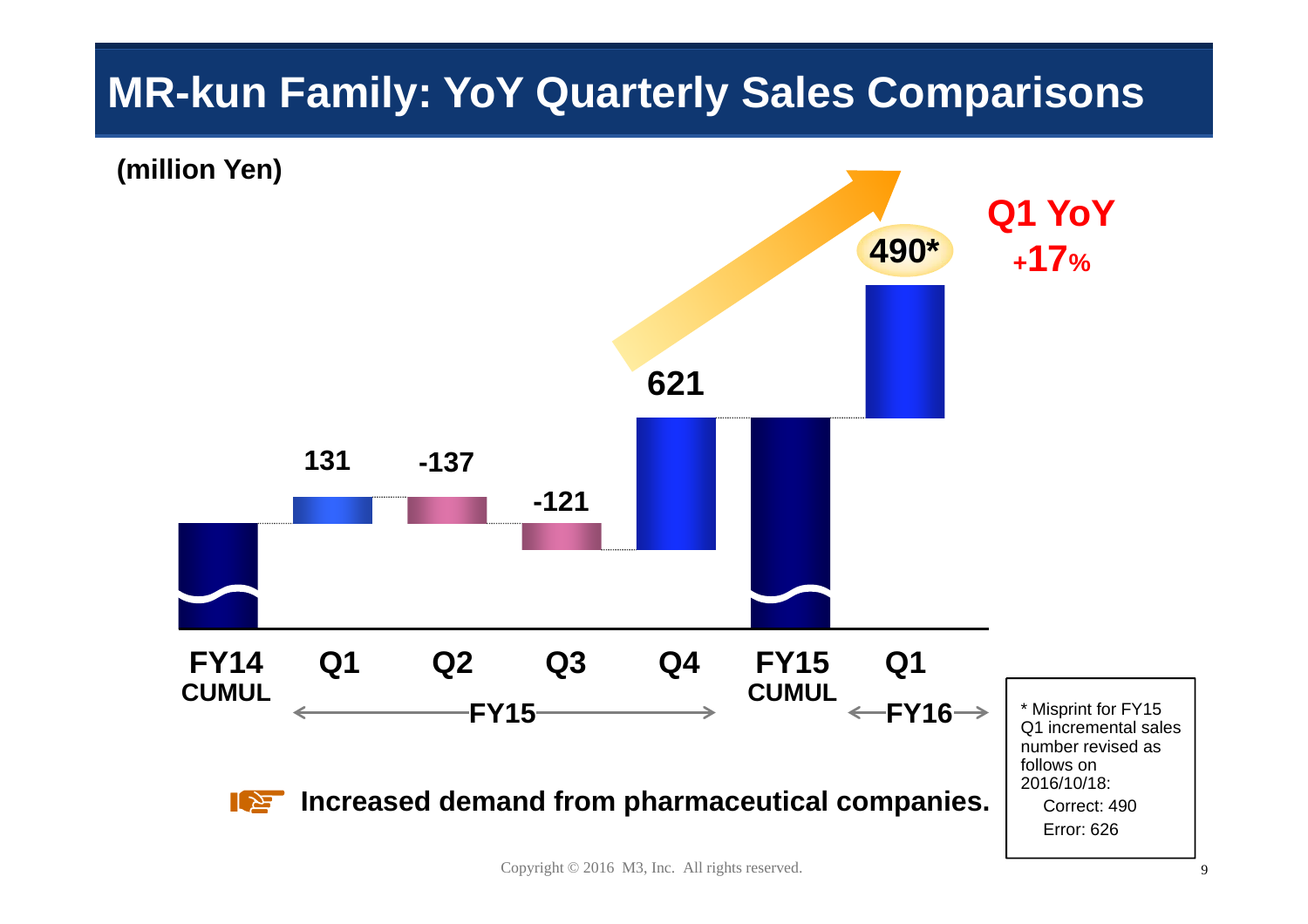# MR-kun Family: YoY Quarterly Sales Comparisons

(million Yen)

| | FY14 CUMUL | FY15 Q1 | FY15 Q2 | FY15 Q3 | FY15 Q4 | FY15 CUMUL | FY16 Q1 |
|---|---|---|---|---|---|---|---|
| Incremental sales | | 131 | -137 | -121 | 621 | | 490* |

**Q1 YoY +17%**

Increased demand from pharmaceutical companies.

* Misprint for FY15 Q1 incremental sales number revised as follows on 2016/10/18:
  Correct: 490
  Error: 626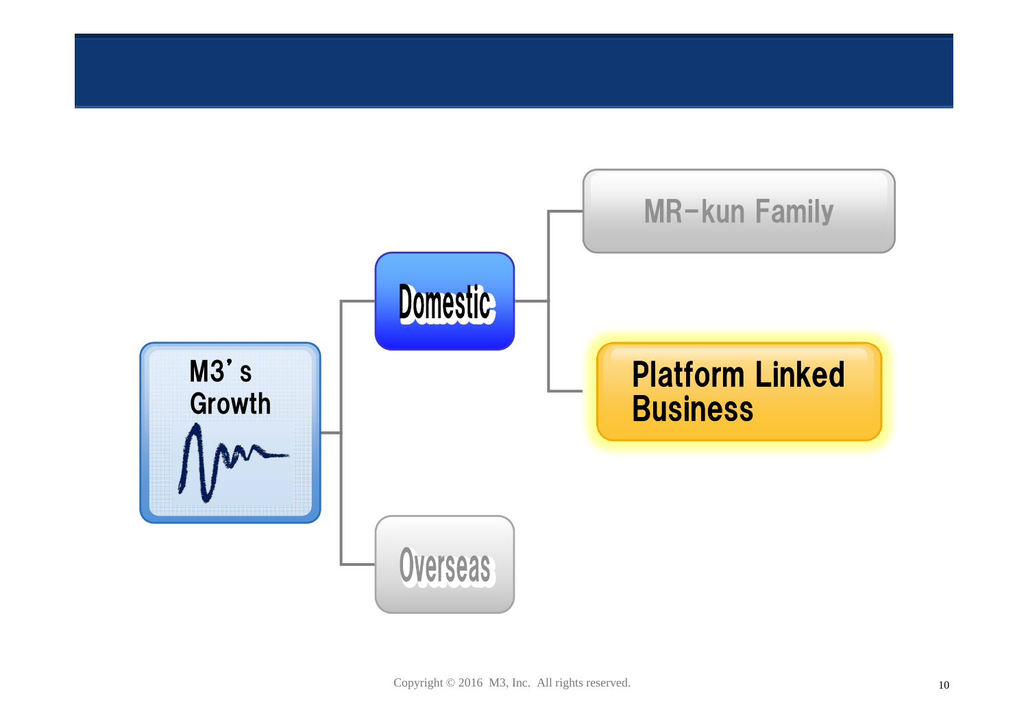M3's Growth

- Domestic
  - MR-kun Family
  - Platform Linked Business
- Overseas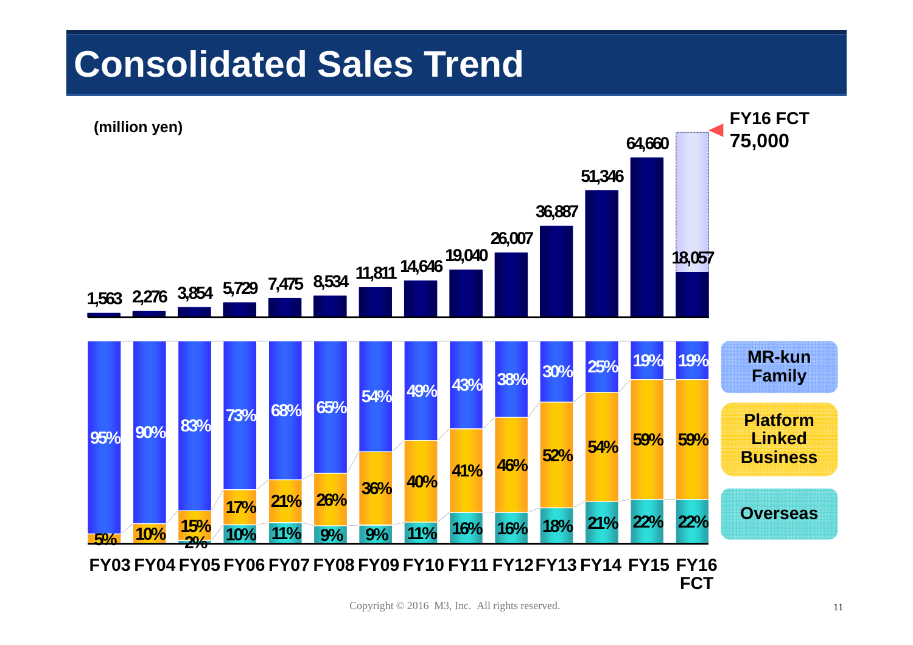# Consolidated Sales Trend

(million yen)

| | FY03 | FY04 | FY05 | FY06 | FY07 | FY08 | FY09 | FY10 | FY11 | FY12 | FY13 | FY14 | FY15 | FY16 FCT |
|---|---|---|---|---|---|---|---|---|---|---|---|---|---|---|
| Sales | 1,563 | 2,276 | 3,854 | 5,729 | 7,475 | 8,534 | 11,811 | 14,646 | 19,040 | 26,007 | 36,887 | 51,346 | 64,660 | 18,057 |
| MR-kun Family | 95% | 90% | 83% | 73% | 68% | 65% | 54% | 49% | 43% | 38% | 30% | 25% | 19% | 19% |
| Platform Linked Business | 5% | 10% | 15% | 17% | 21% | 26% | 36% | 40% | 41% | 46% | 52% | 54% | 59% | 59% |
| Overseas | | | 2% | 10% | 11% | 9% | 9% | 11% | 16% | 16% | 18% | 21% | 22% | 22% |

FY16 FCT 75,000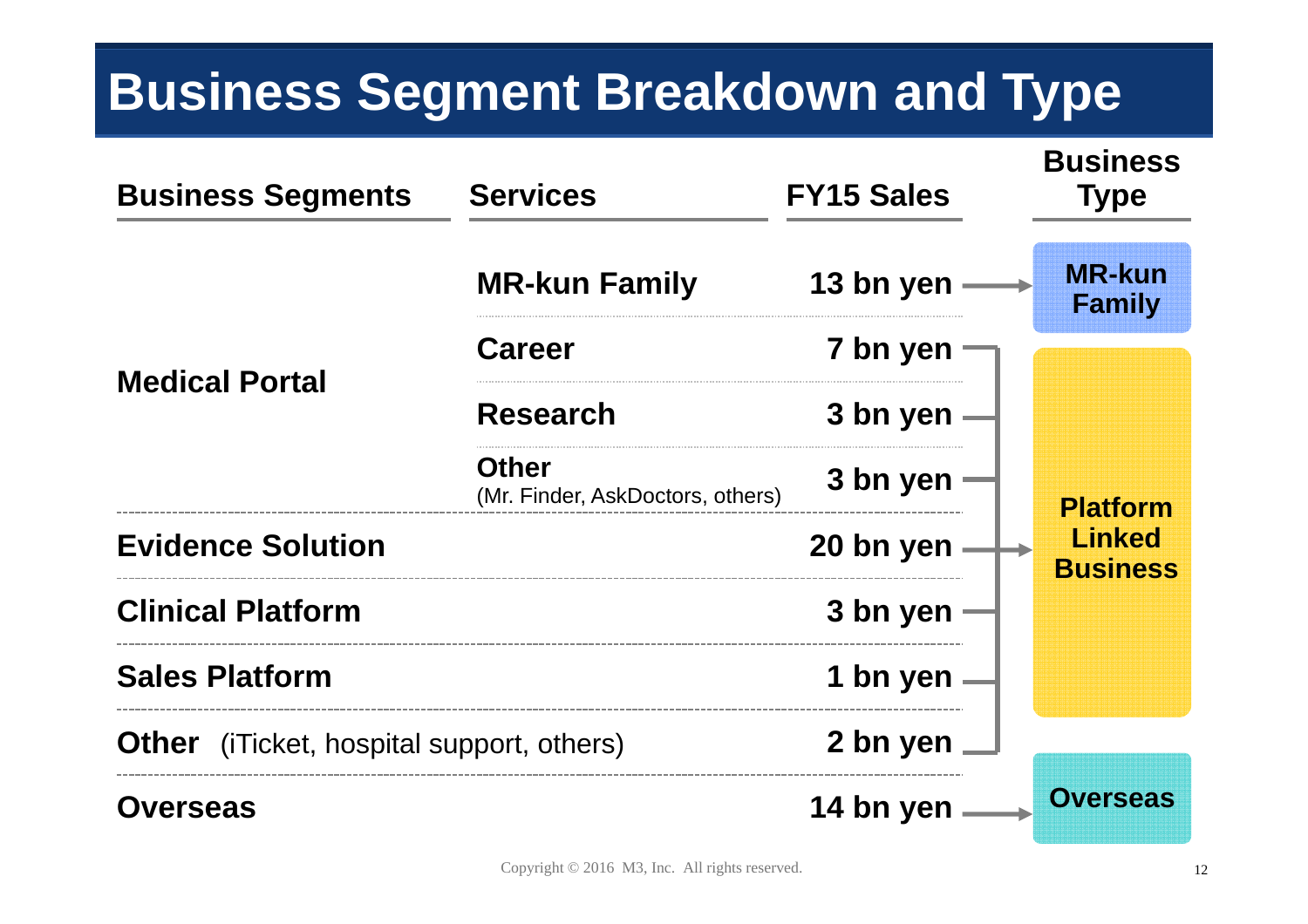# Business Segment Breakdown and Type

| Business Segments | Services | FY15 Sales | Business Type |
|---|---|---|---|
| Medical Portal | MR-kun Family | 13 bn yen | MR-kun Family |
| | Career | 7 bn yen | Platform Linked Business |
| | Research | 3 bn yen | Platform Linked Business |
| | Other (Mr. Finder, AskDoctors, others) | 3 bn yen | Platform Linked Business |
| Evidence Solution | | 20 bn yen | Platform Linked Business |
| Clinical Platform | | 3 bn yen | Platform Linked Business |
| Sales Platform | | 1 bn yen | Platform Linked Business |
| **Other** (iTicket, hospital support, others) | | 2 bn yen | Platform Linked Business |
| Overseas | | 14 bn yen | Overseas |

Copyright © 2016 M3, Inc. All rights reserved.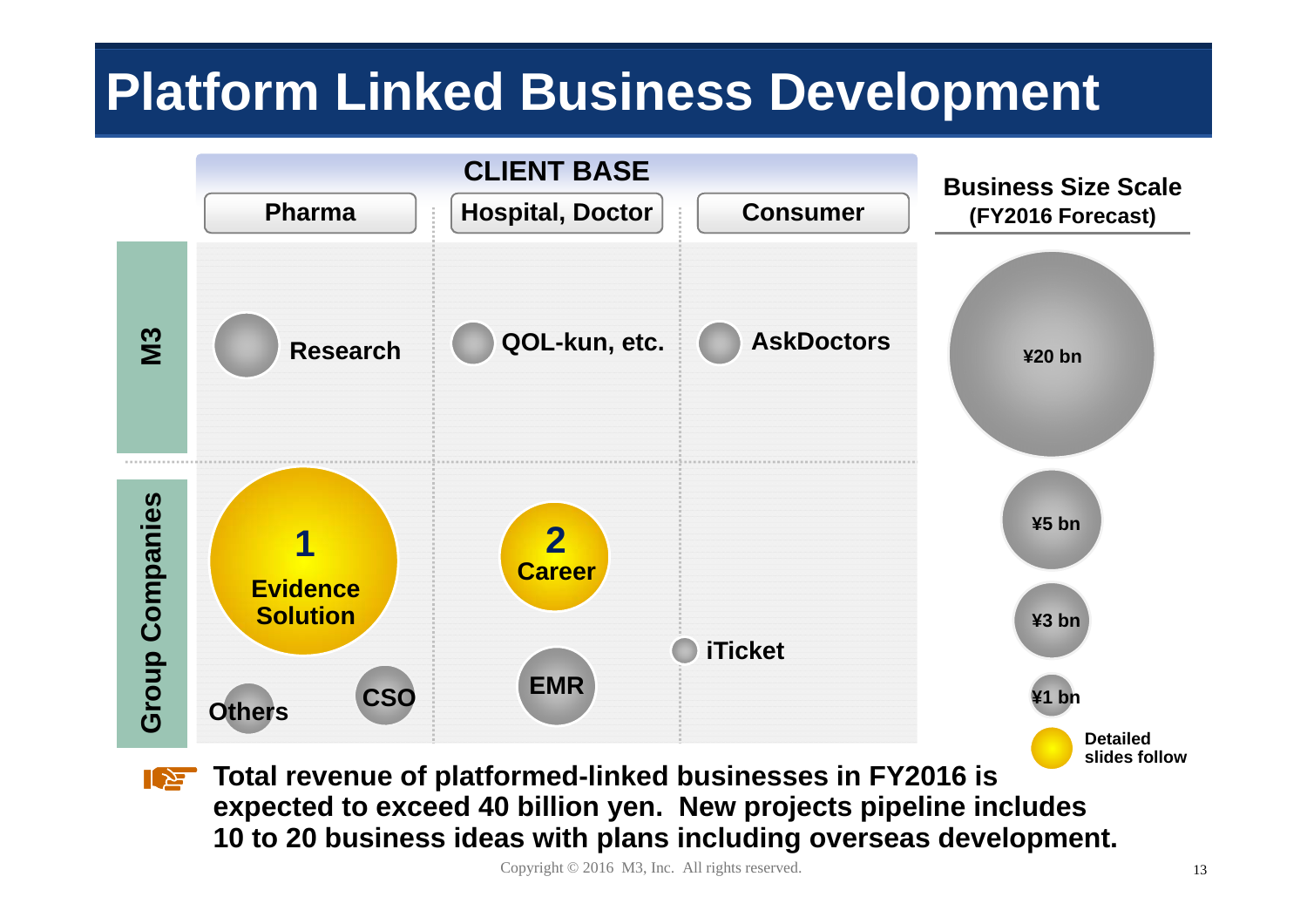# Platform Linked Business Development

**CLIENT BASE**

| | Pharma | Hospital, Doctor | Consumer |
|---|---|---|---|
| M3 | Research | QOL-kun, etc. | AskDoctors |
| Group Companies | 1 Evidence Solution; CSO; Others | 2 Career; EMR | iTicket |

**Business Size Scale (FY2016 Forecast)**

- ¥20 bn
- ¥5 bn
- ¥3 bn
- ¥1 bn
- Detailed slides follow

**Total revenue of platformed-linked businesses in FY2016 is expected to exceed 40 billion yen. New projects pipeline includes 10 to 20 business ideas with plans including overseas development.**

Copyright © 2016 M3, Inc. All rights reserved.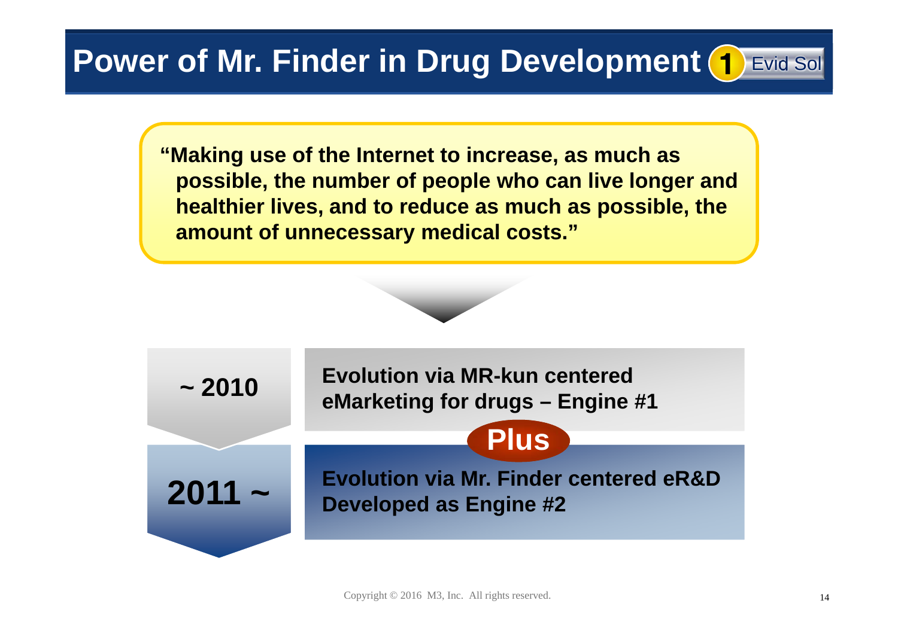# Power of Mr. Finder in Drug Development 1 Evid Sol

**"Making use of the Internet to increase, as much as possible, the number of people who can live longer and healthier lives, and to reduce as much as possible, the amount of unnecessary medical costs."**

**~ 2010**

**Evolution via MR-kun centered eMarketing for drugs – Engine #1**

**Plus**

**2011 ~**

**Evolution via Mr. Finder centered eR&D Developed as Engine #2**

Copyright © 2016 M3, Inc. All rights reserved.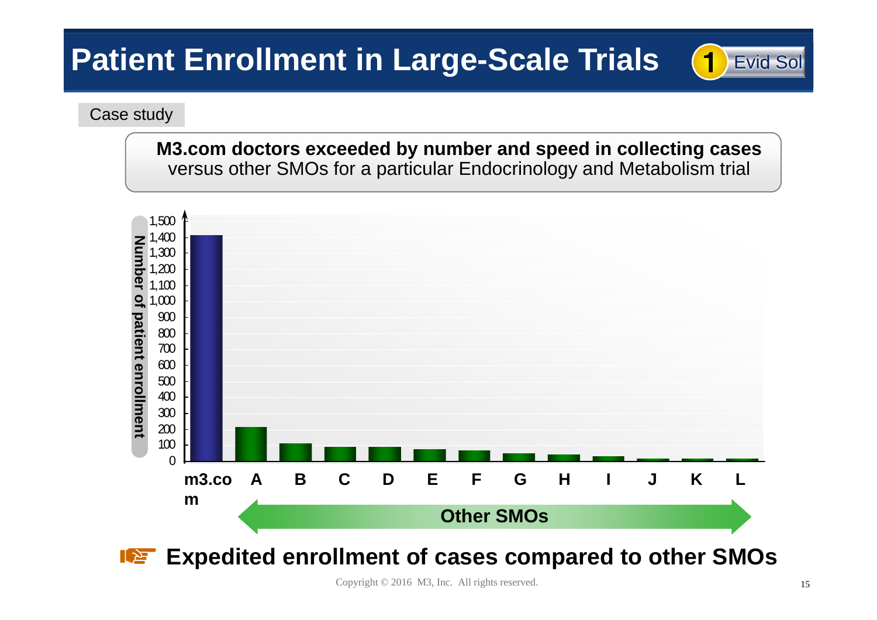# Patient Enrollment in Large-Scale Trials

1 Evid Sol

Case study

**M3.com doctors exceeded by number and speed in collecting cases** versus other SMOs for a particular Endocrinology and Metabolism trial

Number of patient enrollment

1,500
1,400
1,300
1,200
1,100
1,000
900
800
700
600
500
400
300
200
100
0

m3.com A B C D E F G H I J K L

Other SMOs

**Expedited enrollment of cases compared to other SMOs**

Copyright © 2016 M3, Inc. All rights reserved.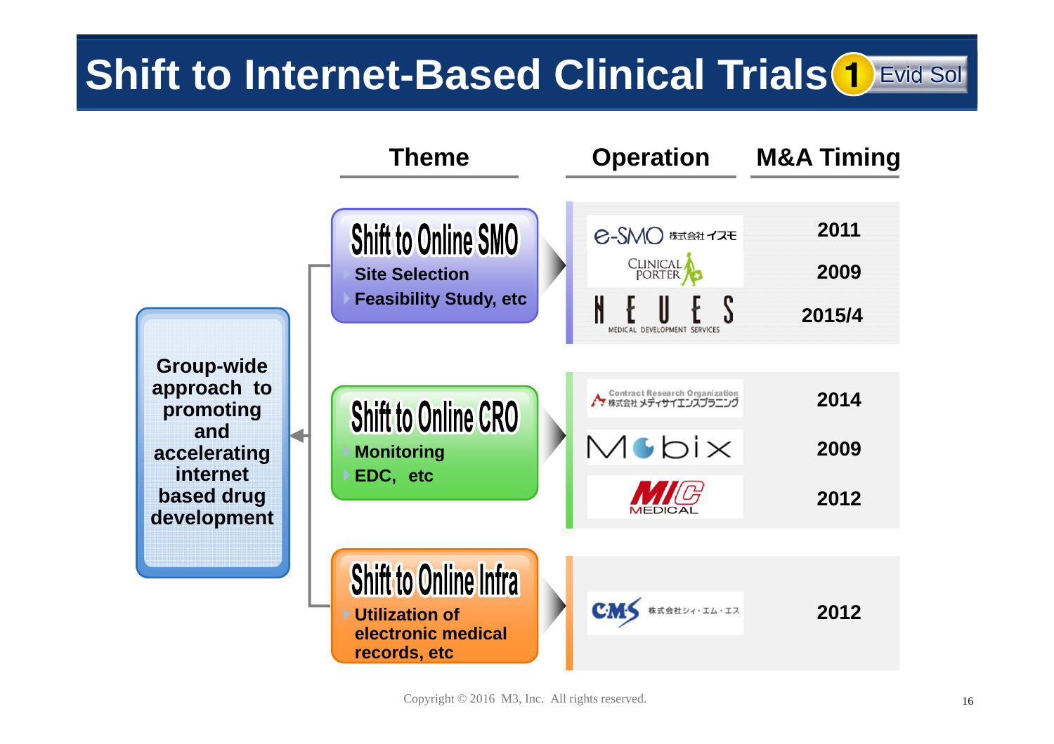# Shift to Internet-Based Clinical Trials

1 Evid Sol

**Group-wide approach to promoting and accelerating internet based drug development**

| Theme | Operation | M&A Timing |
|---|---|---|
| **Shift to Online SMO**<br>Site Selection<br>Feasibility Study, etc | e-SMO 株式会社イズモ | 2011 |
| | CLINICAL PORTER | 2009 |
| | NEUES MEDICAL DEVELOPMENT SERVICES | 2015/4 |
| **Shift to Online CRO**<br>Monitoring<br>EDC, etc | Contract Research Organization 株式会社メディサイエンスプラニング | 2014 |
| | Mebix | 2009 |
| | MIC MEDICAL | 2012 |
| **Shift to Online Infra**<br>Utilization of electronic medical records, etc | CMS 株式会社シィ・エム・エス | 2012 |

Copyright © 2016 M3, Inc. All rights reserved.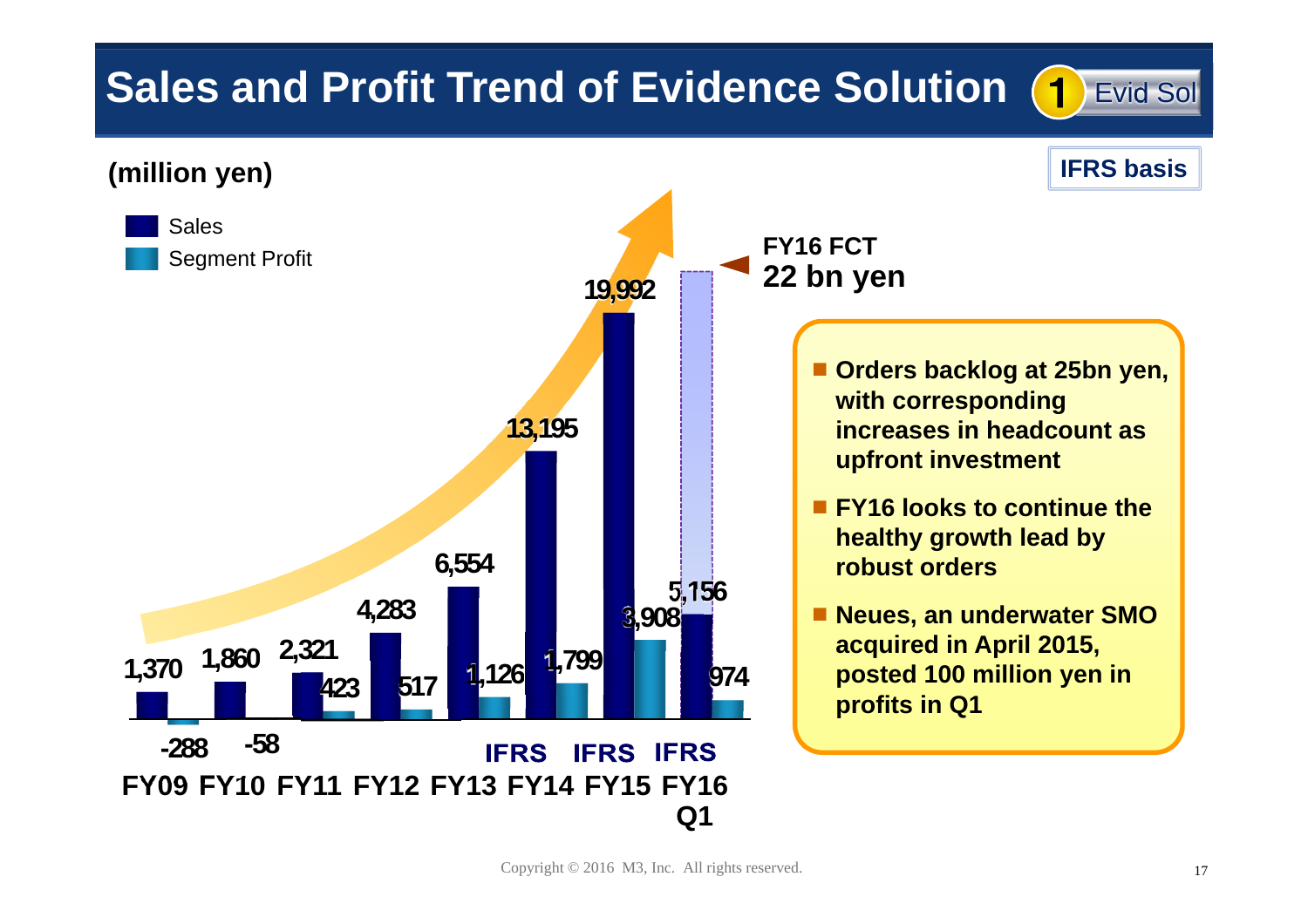# Sales and Profit Trend of Evidence Solution

1 Evid Sol

(million yen)

IFRS basis

| | FY09 | FY10 | FY11 | FY12 | FY13 | FY14 (IFRS) | FY15 (IFRS) | FY16 Q1 (IFRS) |
|---|---|---|---|---|---|---|---|---|
| Sales | 1,370 | 1,860 | 2,321 | 4,283 | 6,554 | 13,195 | 19,992 | 5,156 |
| Segment Profit | -288 | -58 | 423 | 517 | 1,126 | 1,799 | 3,908 | 974 |

FY16 FCT 22 bn yen

- Orders backlog at 25bn yen, with corresponding increases in headcount as upfront investment
- FY16 looks to continue the healthy growth lead by robust orders
- Neues, an underwater SMO acquired in April 2015, posted 100 million yen in profits in Q1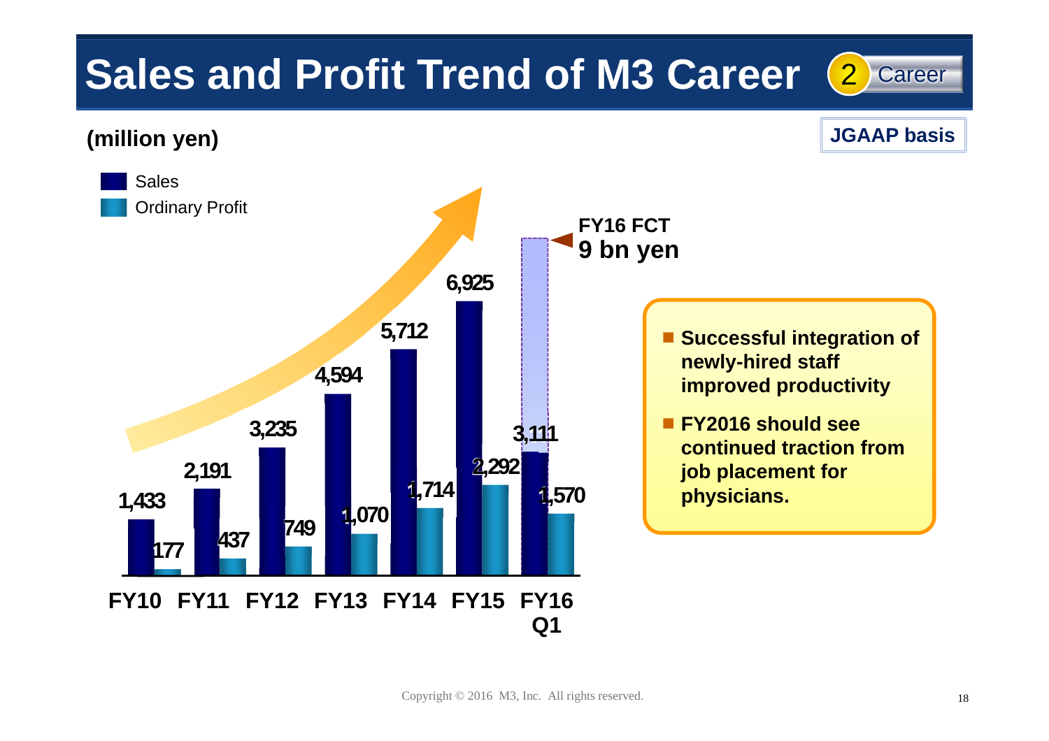# Sales and Profit Trend of M3 Career

2 Career

(million yen)

**JGAAP basis**

| | FY10 | FY11 | FY12 | FY13 | FY14 | FY15 | FY16 Q1 |
|---|---|---|---|---|---|---|---|
| Sales | 1,433 | 2,191 | 3,235 | 4,594 | 5,712 | 6,925 | 3,111 |
| Ordinary Profit | 177 | 437 | 749 | 1,070 | 1,714 | 2,292 | 1,570 |

**FY16 FCT**
**9 bn yen**

- **Successful integration of newly-hired staff improved productivity**
- **FY2016 should see continued traction from job placement for physicians.**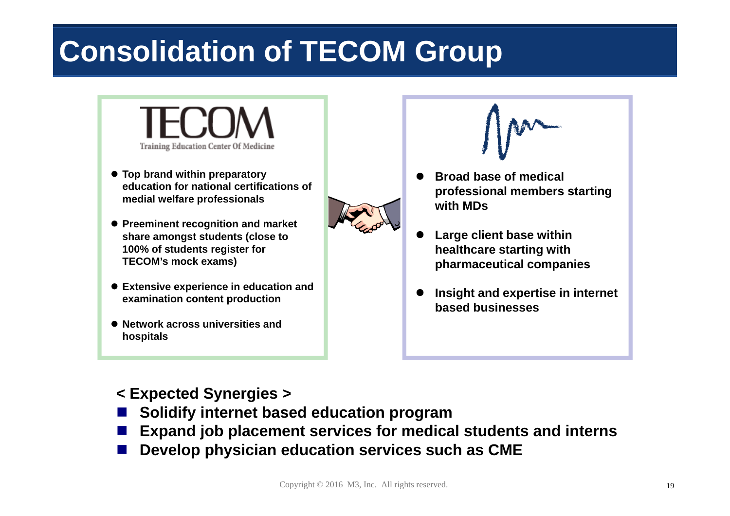# Consolidation of TECOM Group

**TECOM**
Training Education Center Of Medicine

- **Top brand within preparatory education for national certifications of medial welfare professionals**
- **Preeminent recognition and market share amongst students (close to 100% of students register for TECOM's mock exams)**
- **Extensive experience in education and examination content production**
- **Network across universities and hospitals**

- **Broad base of medical professional members starting with MDs**
- **Large client base within healthcare starting with pharmaceutical companies**
- **Insight and expertise in internet based businesses**

**< Expected Synergies >**

- **Solidify internet based education program**
- **Expand job placement services for medical students and interns**
- **Develop physician education services such as CME**

Copyright © 2016 M3, Inc. All rights reserved.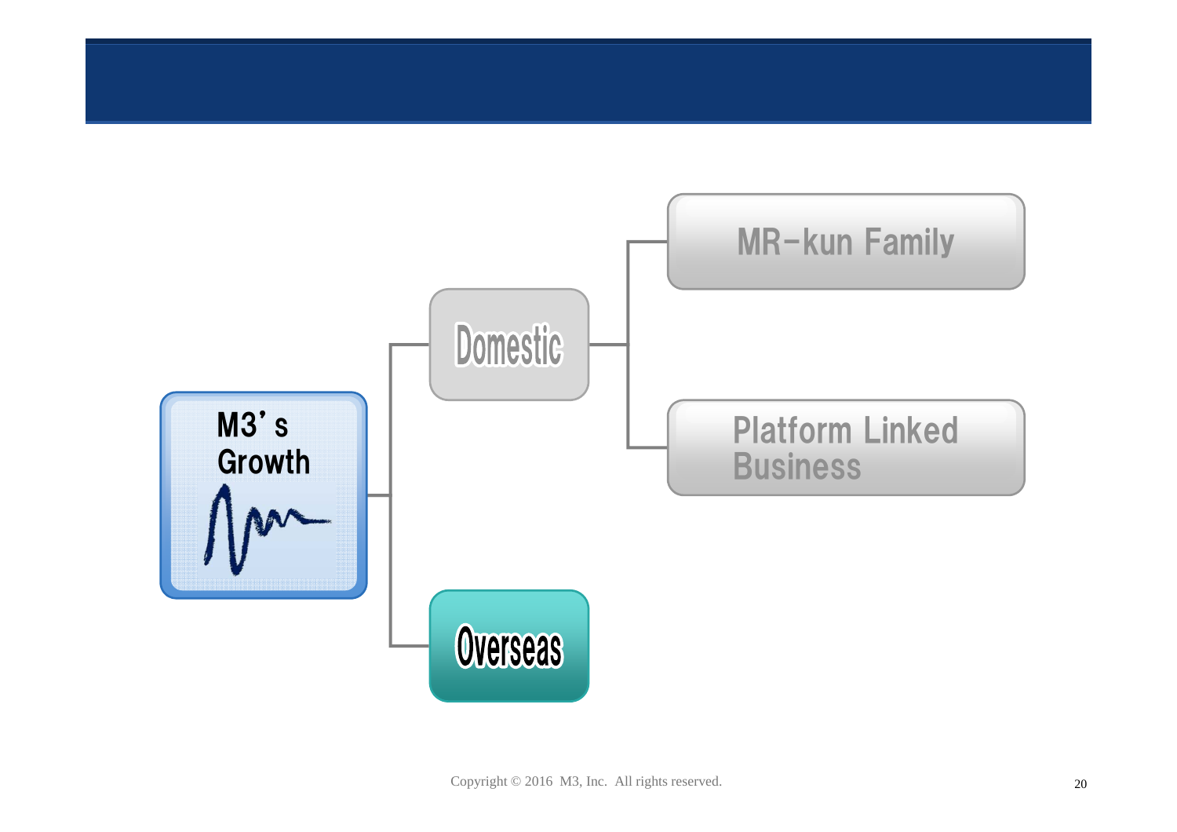- M3's Growth
  - Domestic
    - MR-kun Family
    - Platform Linked Business
  - Overseas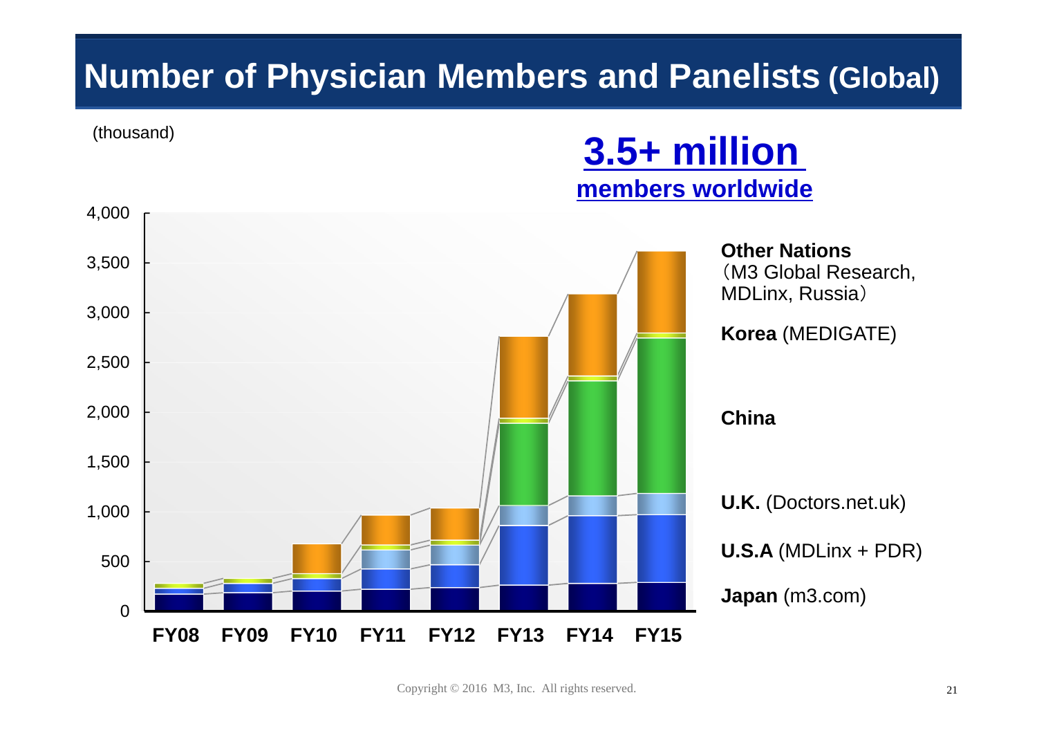# Number of Physician Members and Panelists (Global)

(thousand)

**3.5+ million**
**members worldwide**

| | FY08 | FY09 | FY10 | FY11 | FY12 | FY13 | FY14 | FY15 |
|---|---|---|---|---|---|---|---|---|

Y-axis: 0, 500, 1,000, 1,500, 2,000, 2,500, 3,000, 3,500, 4,000

**Other Nations** （M3 Global Research, MDLinx, Russia）

**Korea** (MEDIGATE)

**China**

**U.K.** (Doctors.net.uk)

**U.S.A** (MDLinx + PDR)

**Japan** (m3.com)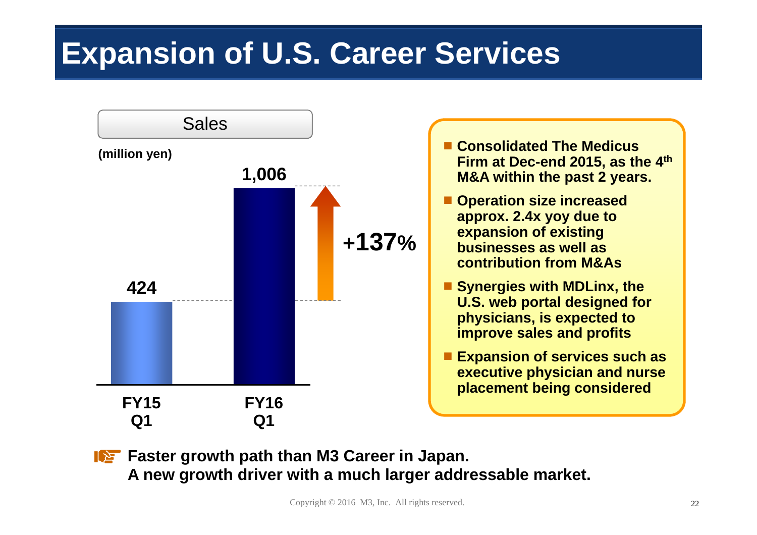# Expansion of U.S. Career Services

**Sales**

(million yen)

| | FY15 Q1 | FY16 Q1 |
|---|---|---|
| Sales | 424 | 1,006 |

**+137%**

- **Consolidated The Medicus Firm at Dec-end 2015, as the 4th M&A within the past 2 years.**
- **Operation size increased approx. 2.4x yoy due to expansion of existing businesses as well as contribution from M&As**
- **Synergies with MDLinx, the U.S. web portal designed for physicians, is expected to improve sales and profits**
- **Expansion of services such as executive physician and nurse placement being considered**

**Faster growth path than M3 Career in Japan.**
**A new growth driver with a much larger addressable market.**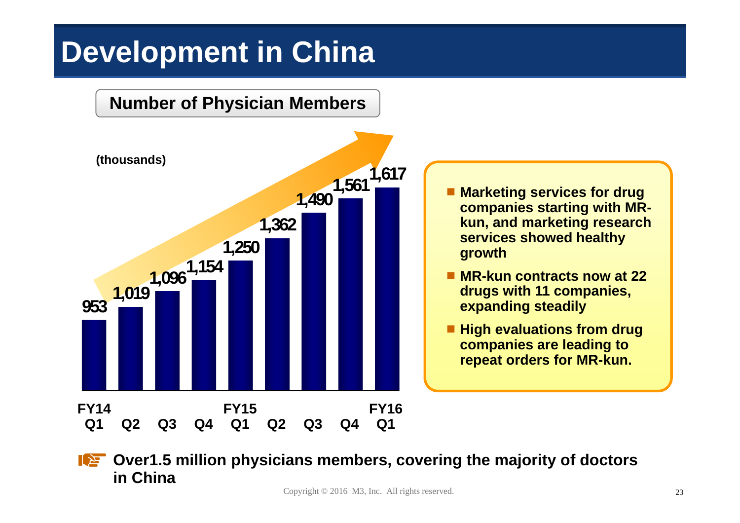# Development in China

## Number of Physician Members

(thousands)

| | FY14 Q1 | Q2 | Q3 | Q4 | FY15 Q1 | Q2 | Q3 | Q4 | FY16 Q1 |
|---|---|---|---|---|---|---|---|---|---|
| Physician Members | 953 | 1,019 | 1,096 | 1,154 | 1,250 | 1,362 | 1,490 | 1,561 | 1,617 |

- Marketing services for drug companies starting with MR-kun, and marketing research services showed healthy growth
- MR-kun contracts now at 22 drugs with 11 companies, expanding steadily
- High evaluations from drug companies are leading to repeat orders for MR-kun.

**Over1.5 million physicians members, covering the majority of doctors in China**

Copyright © 2016 M3, Inc. All rights reserved.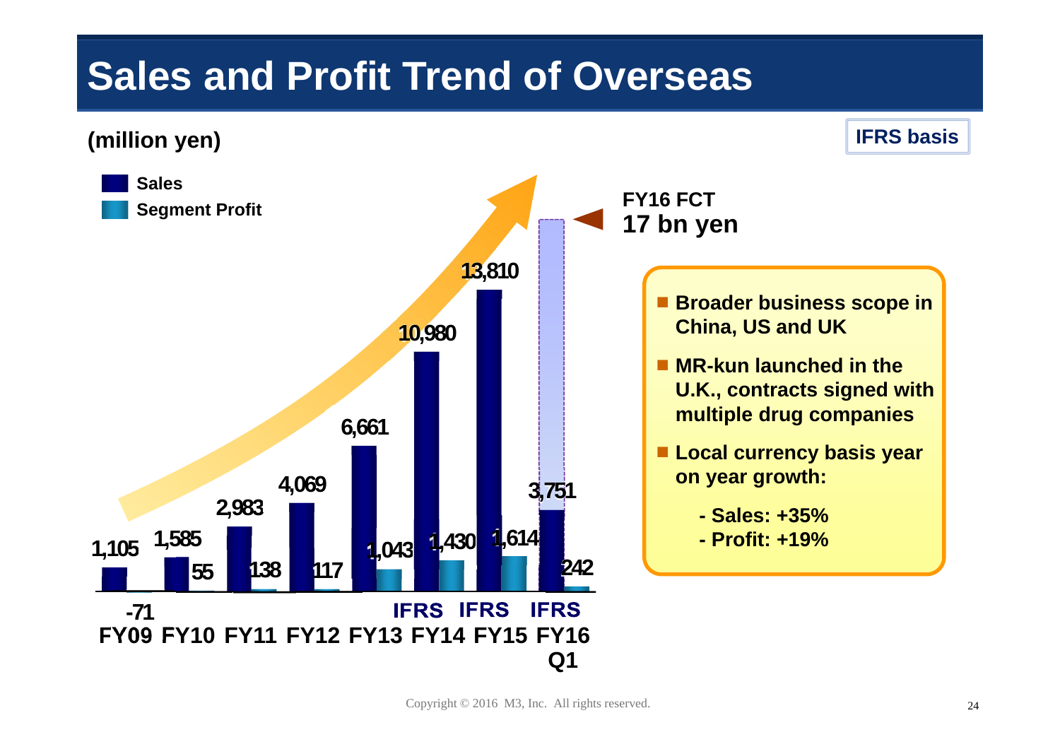# Sales and Profit Trend of Overseas

(million yen)

IFRS basis

■ Sales
■ Segment Profit

| | FY09 | FY10 | FY11 | FY12 | FY13 | FY14 (IFRS) | FY15 (IFRS) | FY16 Q1 (IFRS) |
|---|---|---|---|---|---|---|---|---|
| Sales | 1,105 | 1,585 | 2,983 | 4,069 | 6,661 | 10,980 | 13,810 | 3,751 |
| Segment Profit | -71 | 55 | 138 | 117 | 1,043 | 1,430 | 1,614 | 242 |

**FY16 FCT**
**17 bn yen**

- **Broader business scope in China, US and UK**
- **MR-kun launched in the U.K., contracts signed with multiple drug companies**
- **Local currency basis year on year growth:**
  - **- Sales: +35%**
  - **- Profit: +19%**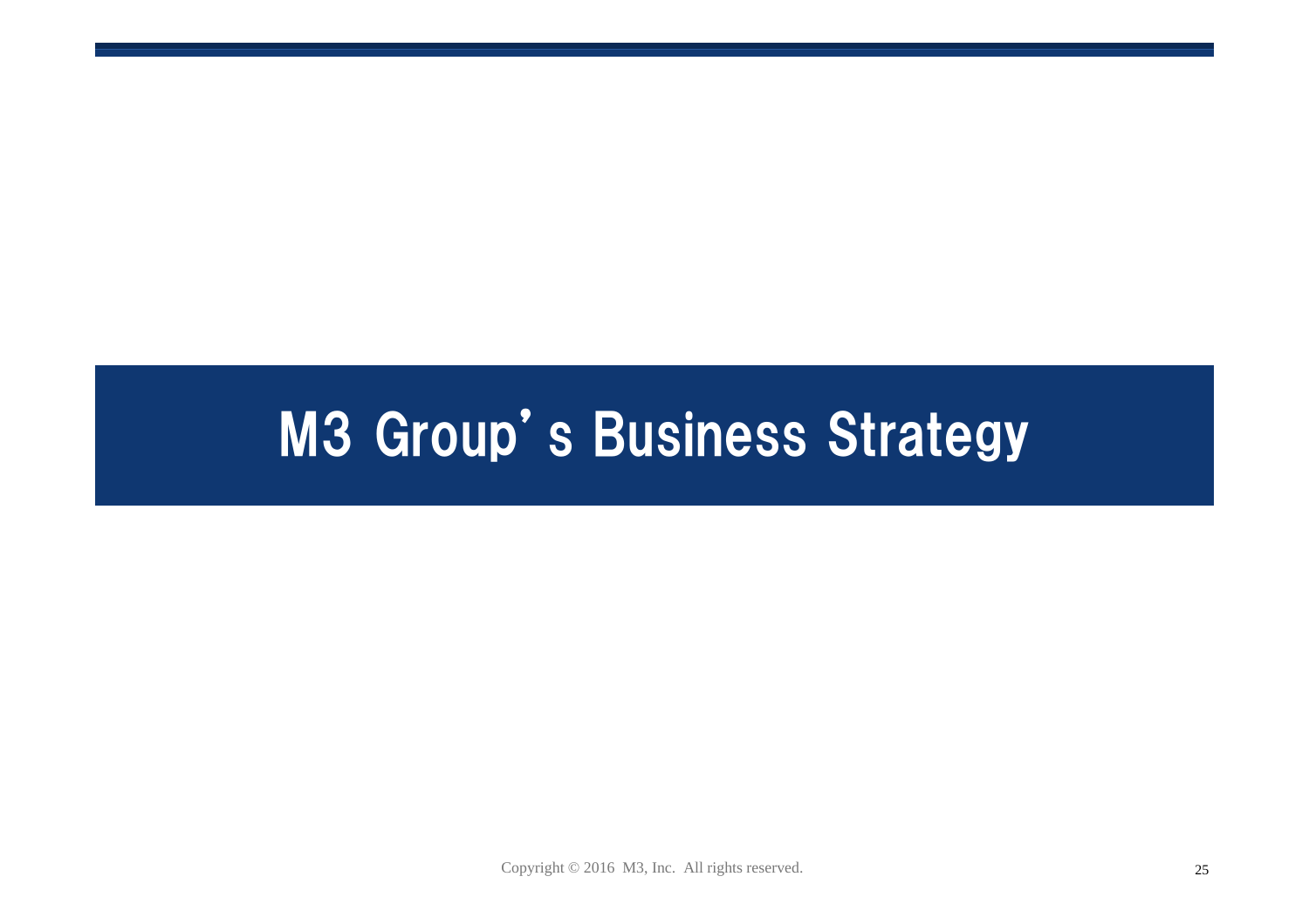# M3 Group's Business Strategy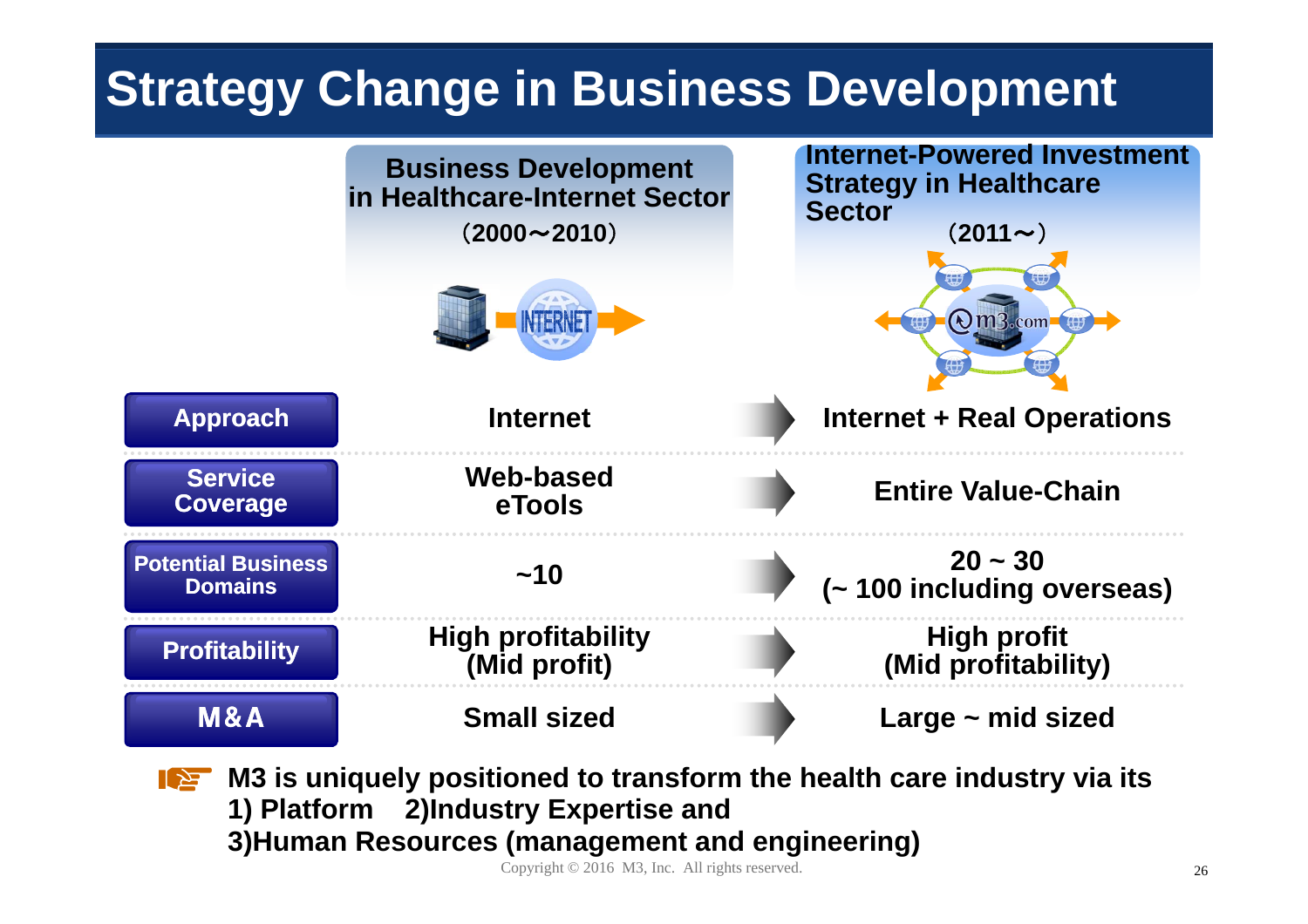# Strategy Change in Business Development

| | Business Development in Healthcare-Internet Sector (2000～2010) | | Internet-Powered Investment Strategy in Healthcare Sector (2011～) |
|---|---|---|---|
| **Approach** | Internet | → | Internet + Real Operations |
| **Service Coverage** | Web-based eTools | → | Entire Value-Chain |
| **Potential Business Domains** | ~10 | → | 20 ~ 30 (~ 100 including overseas) |
| **Profitability** | High profitability (Mid profit) | → | High profit (Mid profitability) |
| **M&A** | Small sized | → | Large ~ mid sized |

**M3 is uniquely positioned to transform the health care industry via its 1) Platform 2)Industry Expertise and 3)Human Resources (management and engineering)**

Copyright © 2016 M3, Inc. All rights reserved.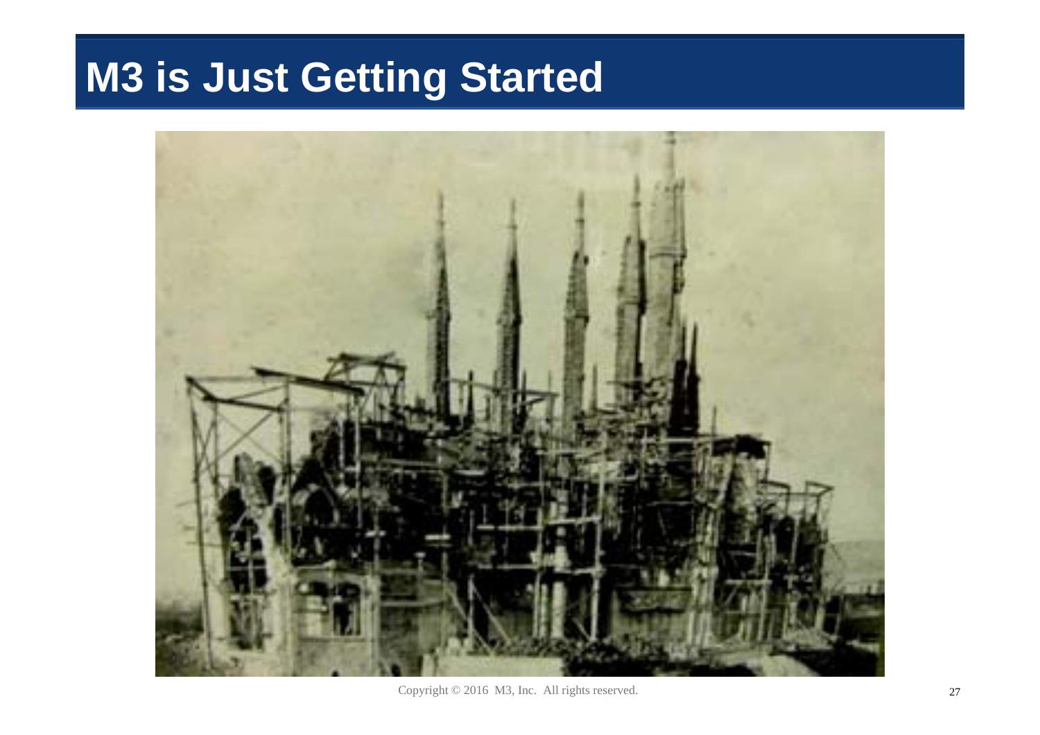# M3 is Just Getting Started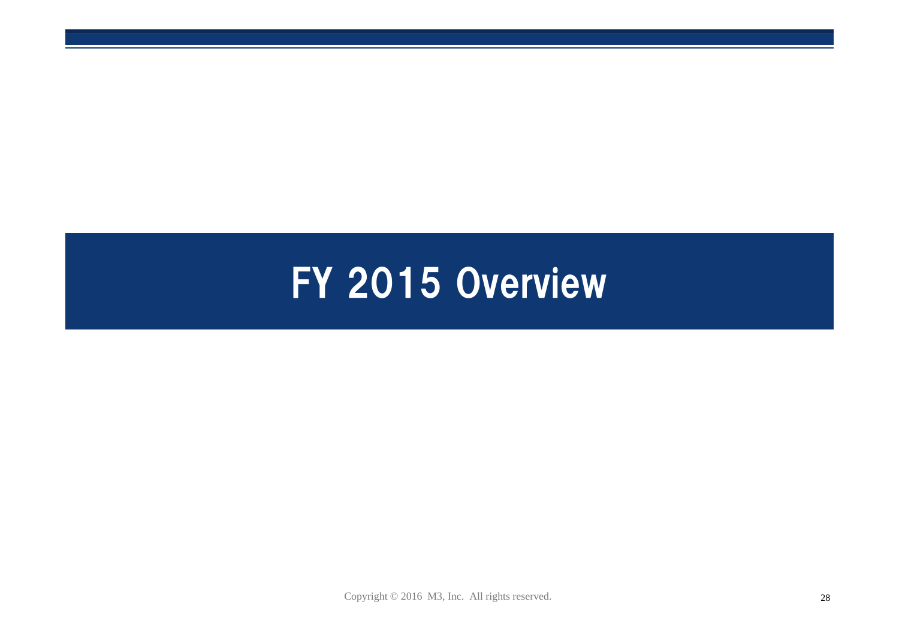# FY 2015 Overview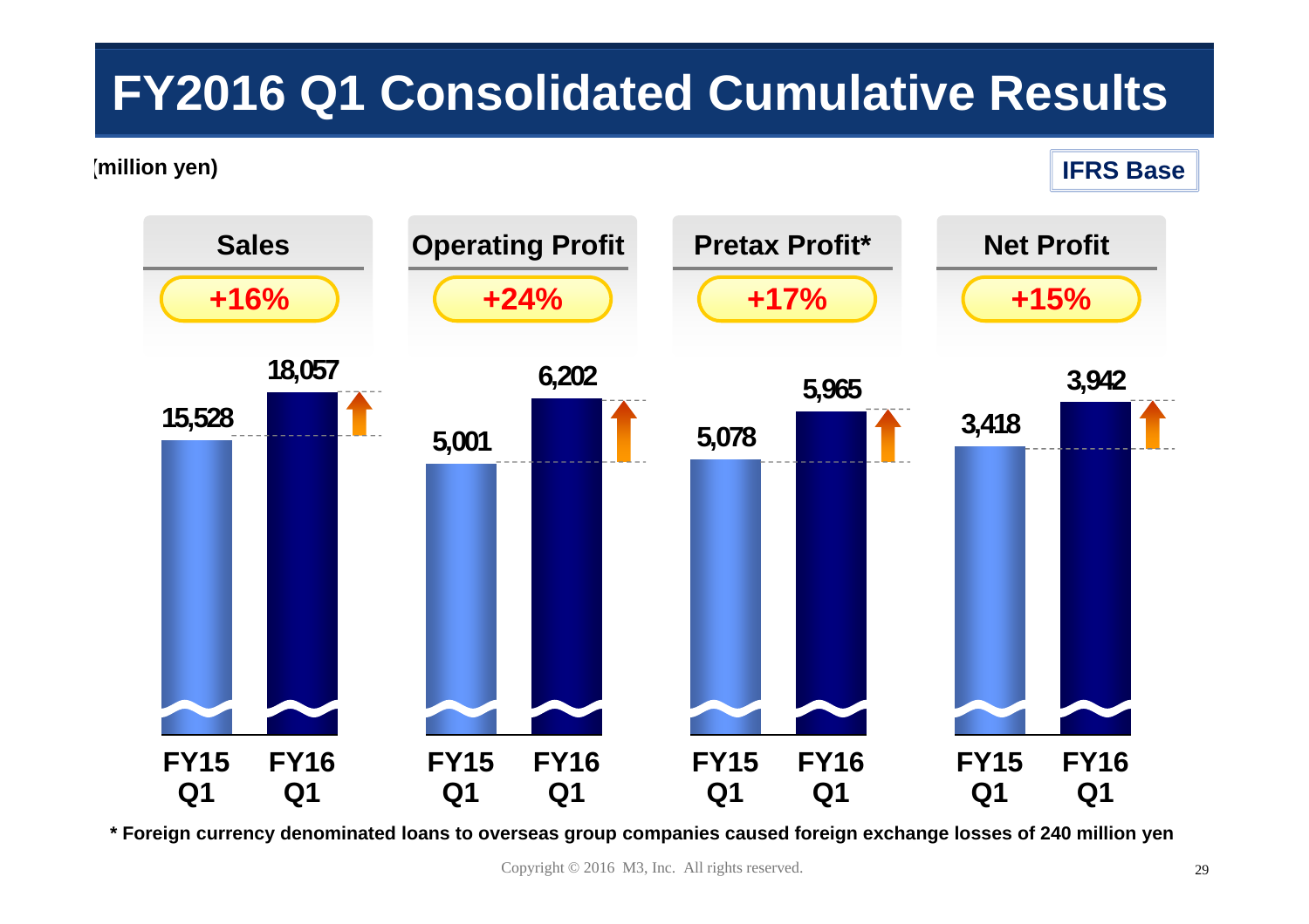# FY2016 Q1 Consolidated Cumulative Results

(million yen)

IFRS Base

| | FY15 Q1 | FY16 Q1 | Change |
|---|---|---|---|
| Sales | 15,528 | 18,057 | +16% |
| Operating Profit | 5,001 | 6,202 | +24% |
| Pretax Profit* | 5,078 | 5,965 | +17% |
| Net Profit | 3,418 | 3,942 | +15% |

* Foreign currency denominated loans to overseas group companies caused foreign exchange losses of 240 million yen

Copyright © 2016 M3, Inc. All rights reserved.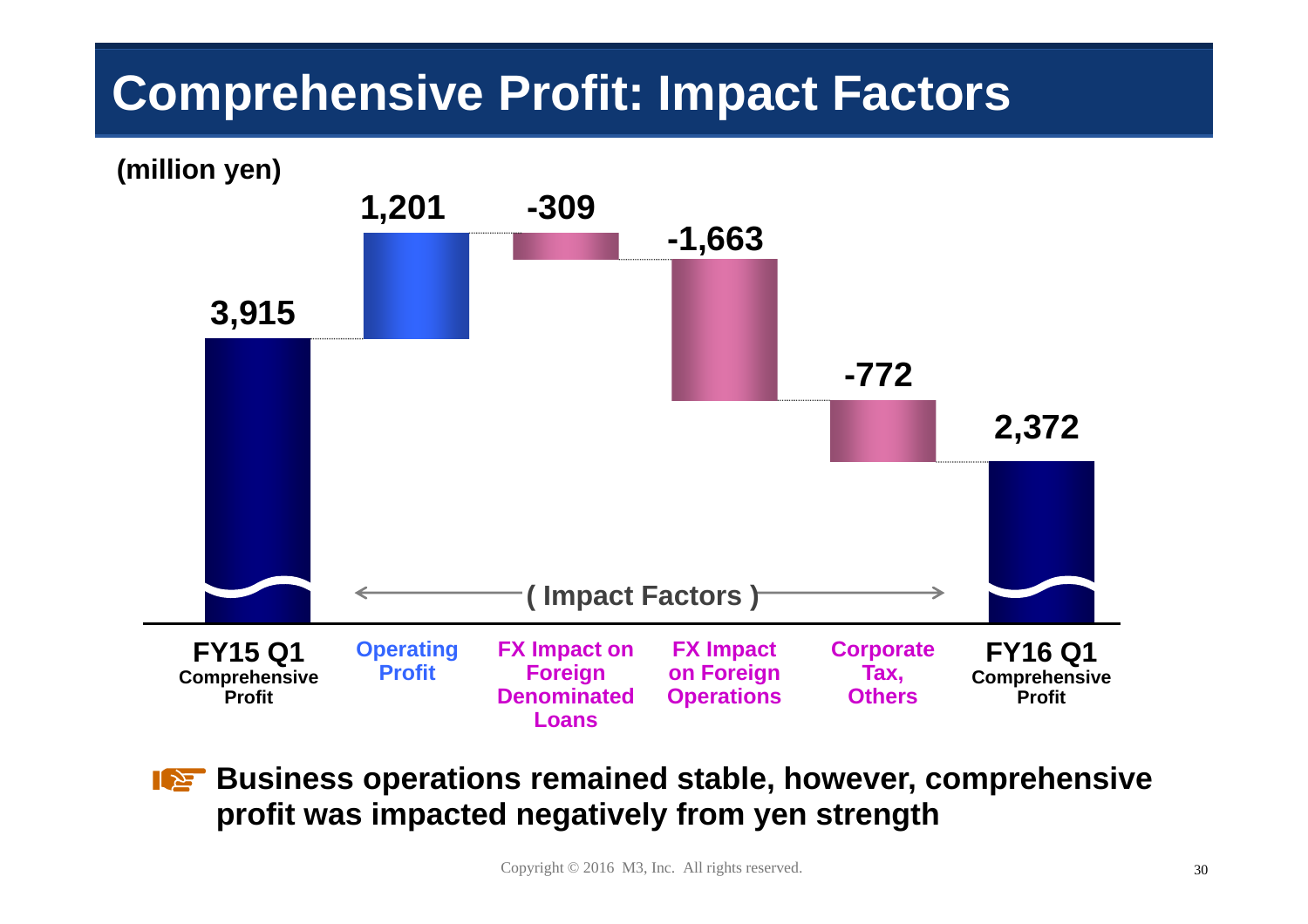# Comprehensive Profit: Impact Factors

(million yen)

| FY15 Q1 Comprehensive Profit | Operating Profit | FX Impact on Foreign Denominated Loans | FX Impact on Foreign Operations | Corporate Tax, Others | FY16 Q1 Comprehensive Profit |
|---|---|---|---|---|---|
| 3,915 | 1,201 | -309 | -1,663 | -772 | 2,372 |

( Impact Factors )

**Business operations remained stable, however, comprehensive profit was impacted negatively from yen strength**

Copyright © 2016 M3, Inc. All rights reserved.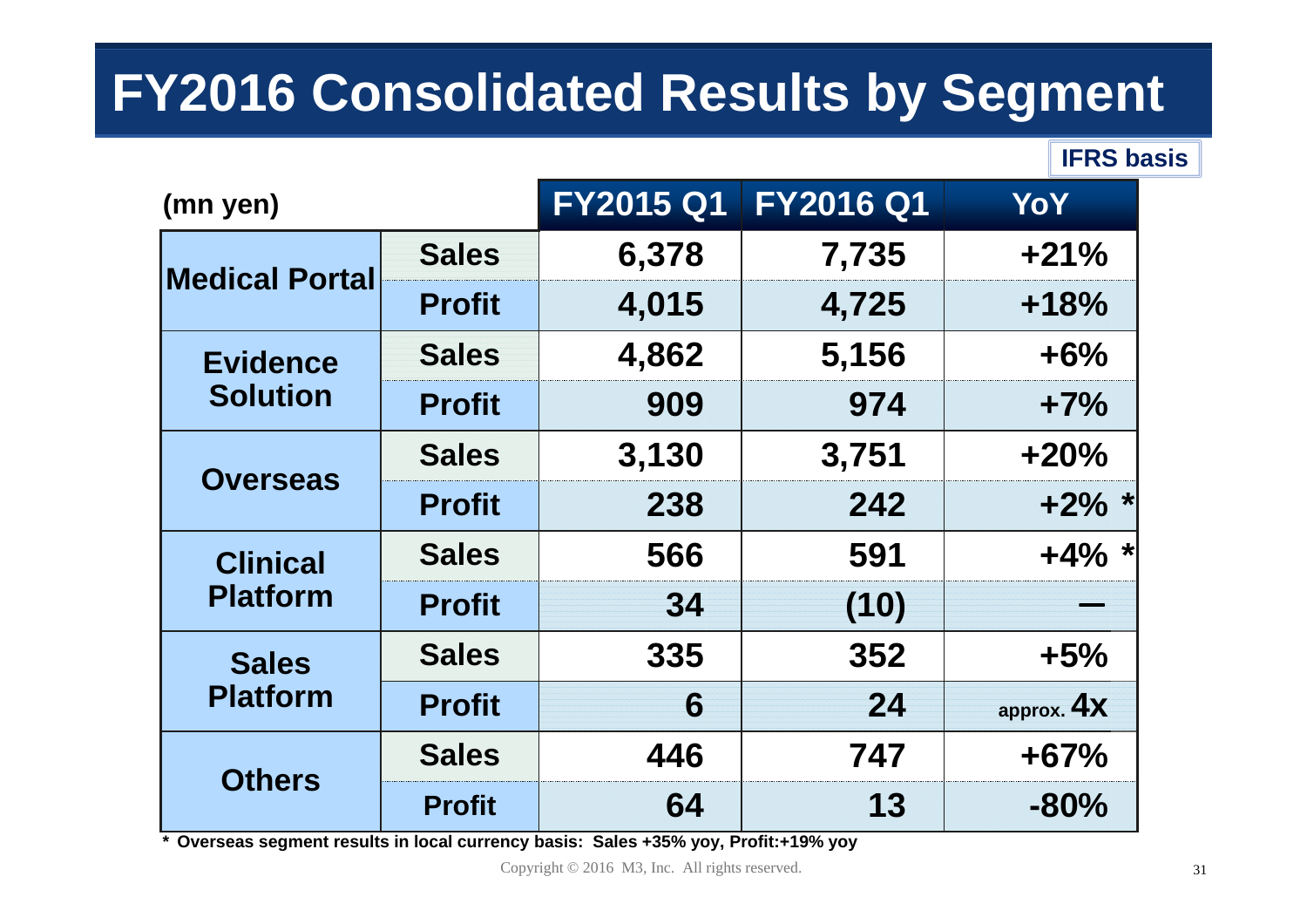# FY2016 Consolidated Results by Segment

IFRS basis

| (mn yen) | | FY2015 Q1 | FY2016 Q1 | YoY |
|---|---|---|---|---|
| Medical Portal | Sales | 6,378 | 7,735 | +21% |
| | Profit | 4,015 | 4,725 | +18% |
| Evidence Solution | Sales | 4,862 | 5,156 | +6% |
| | Profit | 909 | 974 | +7% |
| Overseas | Sales | 3,130 | 3,751 | +20% |
| | Profit | 238 | 242 | +2% * |
| Clinical Platform | Sales | 566 | 591 | +4% * |
| | Profit | 34 | (10) | — |
| Sales Platform | Sales | 335 | 352 | +5% |
| | Profit | 6 | 24 | approx. 4x |
| Others | Sales | 446 | 747 | +67% |
| | Profit | 64 | 13 | -80% |

* Overseas segment results in local currency basis: Sales +35% yoy, Profit:+19% yoy

Copyright © 2016 M3, Inc. All rights reserved.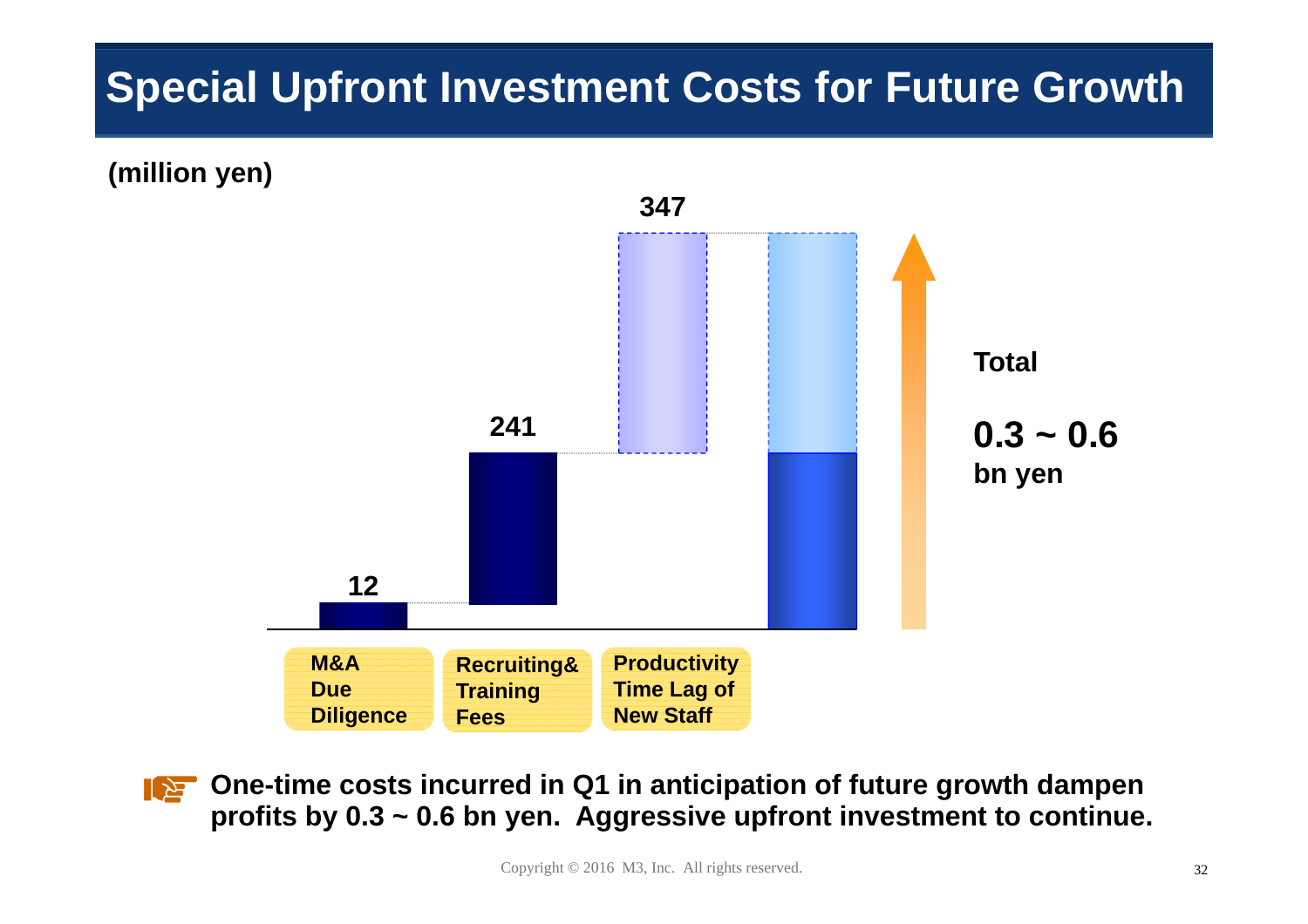# Special Upfront Investment Costs for Future Growth

(million yen)

| | M&A Due Diligence | Recruiting& Training Fees | Productivity Time Lag of New Staff |
|---|---|---|---|
| Cumulative (million yen) | 12 | 241 | 347 |

**Total**

**0.3 ~ 0.6 bn yen**

**One-time costs incurred in Q1 in anticipation of future growth dampen profits by 0.3 ~ 0.6 bn yen. Aggressive upfront investment to continue.**

Copyright © 2016 M3, Inc. All rights reserved.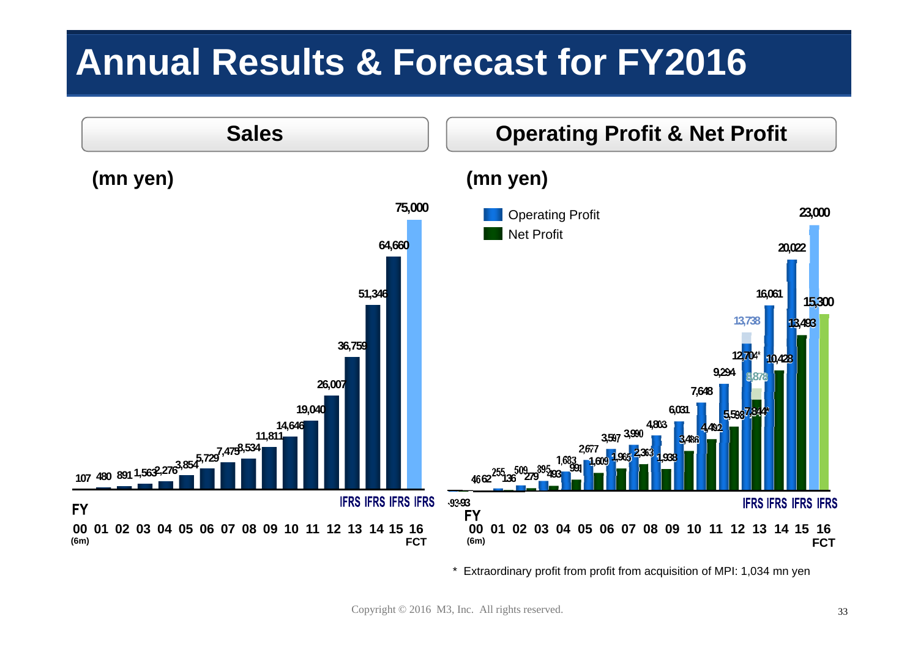# Annual Results & Forecast for FY2016

## Sales

(mn yen)

| FY | Sales |
|---|---|
| 00 (6m) | 107 |
| 01 | 480 |
| 02 | 891 |
| 03 | 1,563 |
| 04 | 2,276 |
| 05 | 3,854 |
| 06 | 5,729 |
| 07 | 7,475 |
| 08 | 8,534 |
| 09 | 11,811 |
| 10 | 14,646 |
| 11 | 19,040 |
| 12 | 26,007 |
| 13 (IFRS) | 36,759 |
| 14 (IFRS) | 51,346 |
| 15 (IFRS) | 64,660 |
| 16 FCT (IFRS) | 75,000 |

## Operating Profit & Net Profit

(mn yen)

| FY | Operating Profit | Net Profit |
|---|---|---|
| 00 (6m) | -92 | -93 |
| 01 | 46 | 62 |
| 02 | 255 | 136 |
| 03 | 509 | 279 |
| 04 | 895 | 493 |
| 05 | 1,683 | 991 |
| 06 | 2,677 | 1,609 |
| 07 | 3,597 | 1,965 |
| 08 | 3,990 | 2,363 |
| 09 | 4,803 | 1,938 |
| 10 | 6,031 | 3,486 |
| 11 | 7,648 | 4,492 |
| 12 | 9,294 | 5,598 |
| 13 (IFRS) | 12,704* / 13,738 | 7,844* / 8,878 |
| 14 (IFRS) | 16,061 | 10,428 |
| 15 (IFRS) | 20,022 | 13,493 |
| 16 FCT (IFRS) | 23,000 | 15,300 |

\* Extraordinary profit from profit from acquisition of MPI: 1,034 mn yen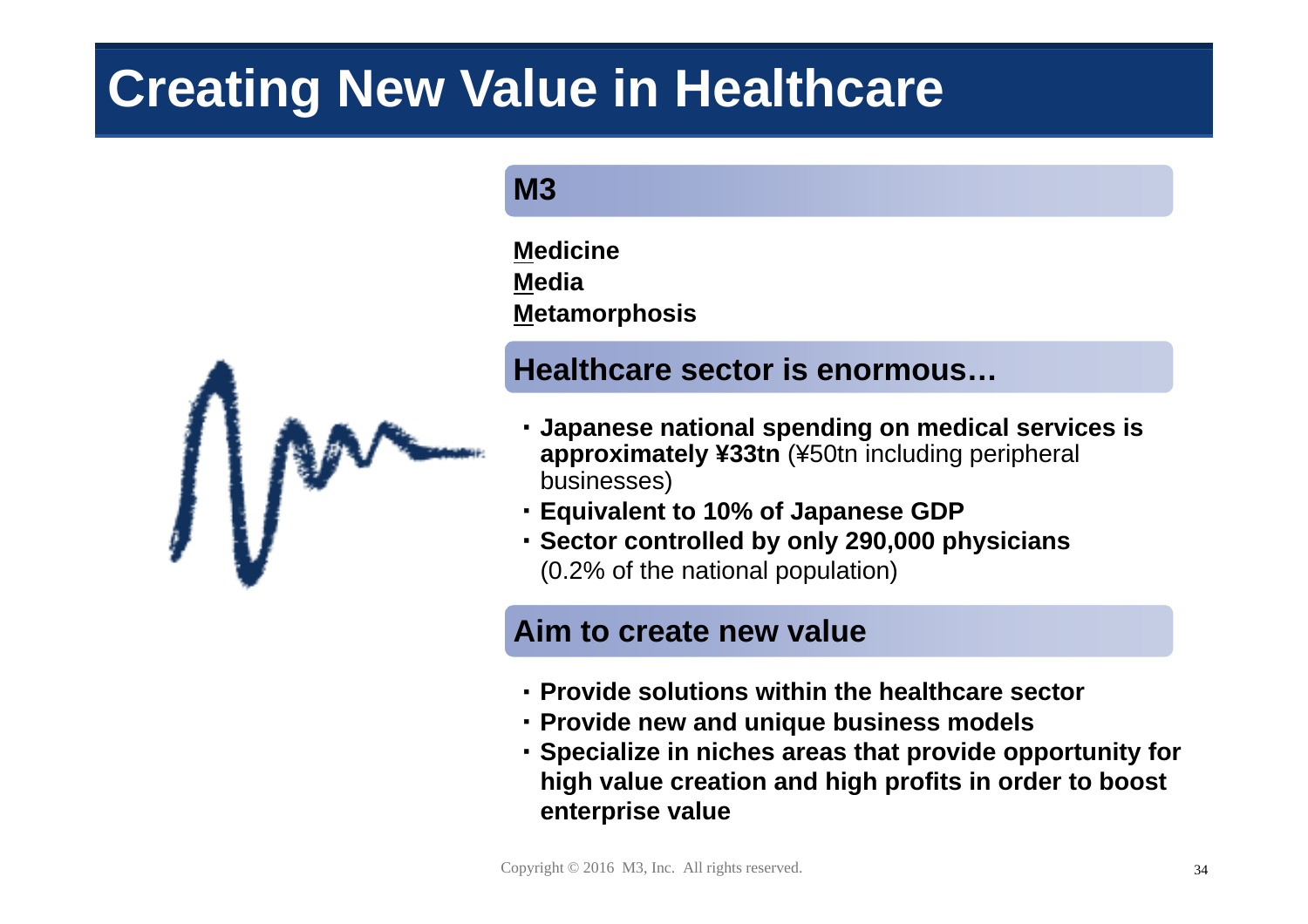# Creating New Value in Healthcare

## M3

**M**edicine
**M**edia
**M**etamorphosis

## Healthcare sector is enormous…

- **Japanese national spending on medical services is approximately ¥33tn** (¥50tn including peripheral businesses)
- **Equivalent to 10% of Japanese GDP**
- **Sector controlled by only 290,000 physicians** (0.2% of the national population)

## Aim to create new value

- **Provide solutions within the healthcare sector**
- **Provide new and unique business models**
- **Specialize in niches areas that provide opportunity for high value creation and high profits in order to boost enterprise value**

Copyright © 2016 M3, Inc. All rights reserved.